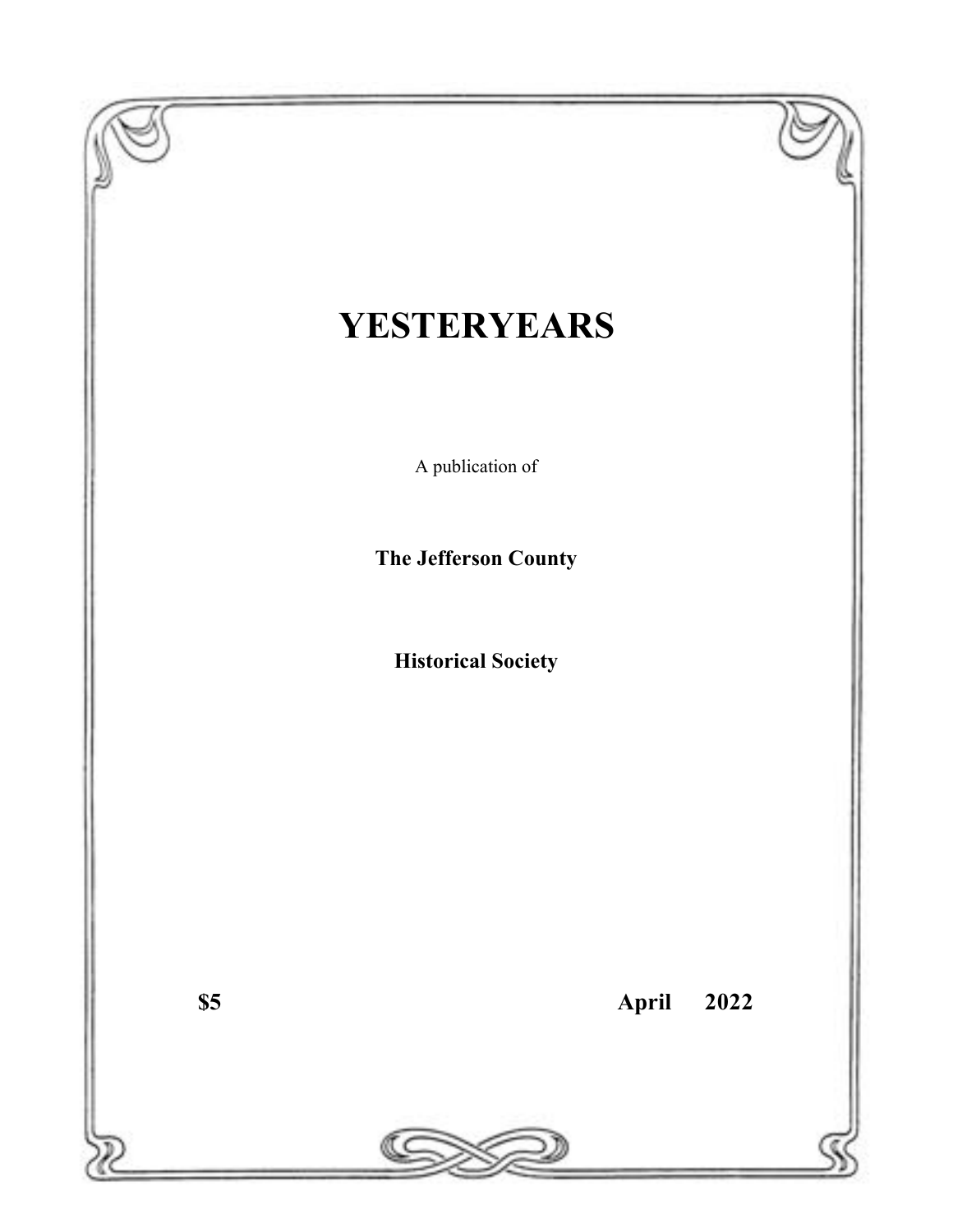# YESTERYEARS

A publication of

**The Jefferson County**

**Historical Society**

**$5** **April 2022**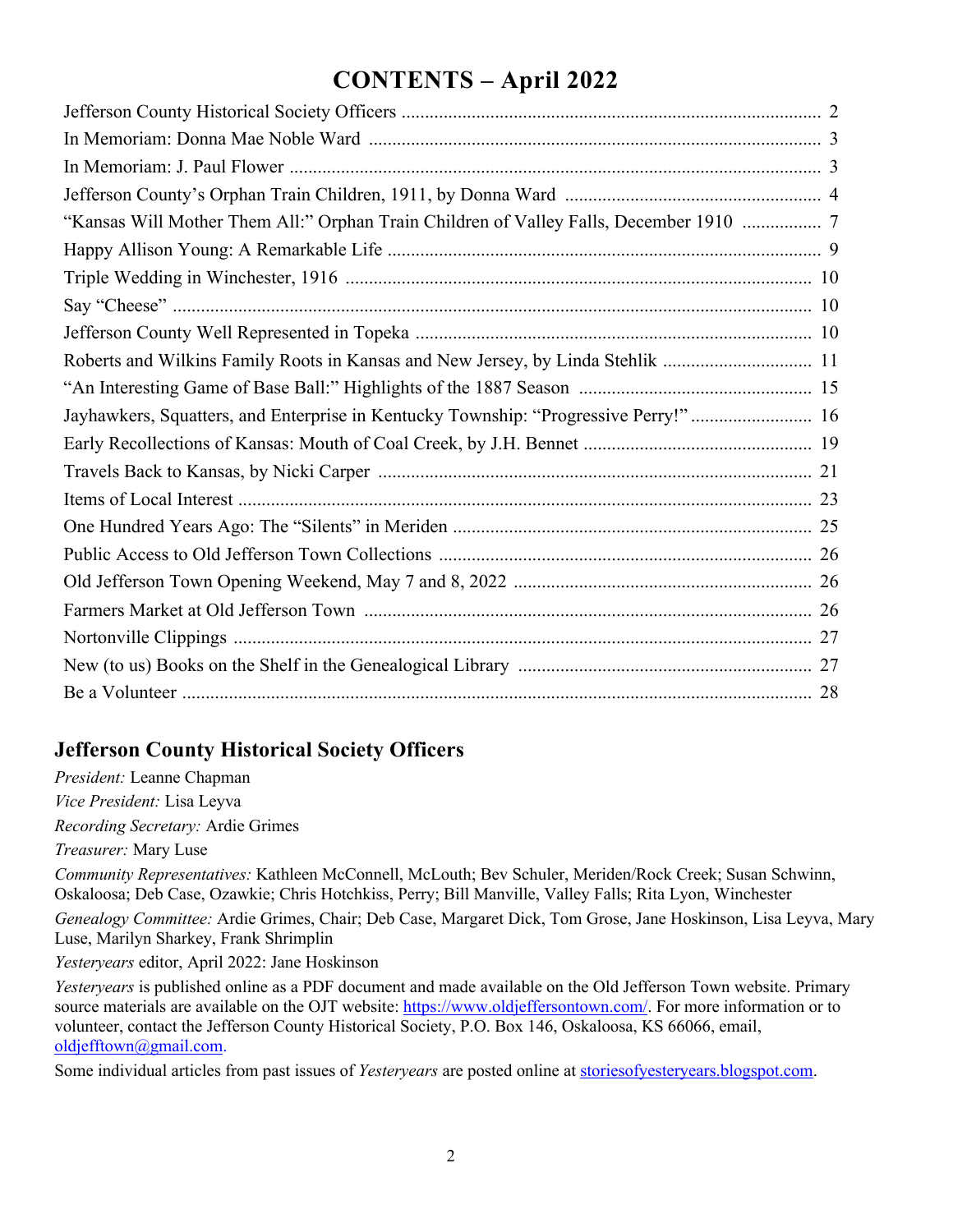# CONTENTS – April 2022

| | |
|---|---|
| Jefferson County Historical Society Officers | 2 |
| In Memoriam: Donna Mae Noble Ward | 3 |
| In Memoriam: J. Paul Flower | 3 |
| Jefferson County's Orphan Train Children, 1911, by Donna Ward | 4 |
| "Kansas Will Mother Them All:" Orphan Train Children of Valley Falls, December 1910 | 7 |
| Happy Allison Young: A Remarkable Life | 9 |
| Triple Wedding in Winchester, 1916 | 10 |
| Say "Cheese" | 10 |
| Jefferson County Well Represented in Topeka | 10 |
| Roberts and Wilkins Family Roots in Kansas and New Jersey, by Linda Stehlik | 11 |
| "An Interesting Game of Base Ball:" Highlights of the 1887 Season | 15 |
| Jayhawkers, Squatters, and Enterprise in Kentucky Township: "Progressive Perry!" | 16 |
| Early Recollections of Kansas: Mouth of Coal Creek, by J.H. Bennet | 19 |
| Travels Back to Kansas, by Nicki Carper | 21 |
| Items of Local Interest | 23 |
| One Hundred Years Ago: The "Silents" in Meriden | 25 |
| Public Access to Old Jefferson Town Collections | 26 |
| Old Jefferson Town Opening Weekend, May 7 and 8, 2022 | 26 |
| Farmers Market at Old Jefferson Town | 26 |
| Nortonville Clippings | 27 |
| New (to us) Books on the Shelf in the Genealogical Library | 27 |
| Be a Volunteer | 28 |

## Jefferson County Historical Society Officers

*President:* Leanne Chapman

*Vice President:* Lisa Leyva

*Recording Secretary:* Ardie Grimes

*Treasurer:* Mary Luse

*Community Representatives:* Kathleen McConnell, McLouth; Bev Schuler, Meriden/Rock Creek; Susan Schwinn, Oskaloosa; Deb Case, Ozawkie; Chris Hotchkiss, Perry; Bill Manville, Valley Falls; Rita Lyon, Winchester

*Genealogy Committee:* Ardie Grimes, Chair; Deb Case, Margaret Dick, Tom Grose, Jane Hoskinson, Lisa Leyva, Mary Luse, Marilyn Sharkey, Frank Shrimplin

*Yesteryears* editor, April 2022: Jane Hoskinson

*Yesteryears* is published online as a PDF document and made available on the Old Jefferson Town website. Primary source materials are available on the OJT website: https://www.oldjeffersontown.com/. For more information or to volunteer, contact the Jefferson County Historical Society, P.O. Box 146, Oskaloosa, KS 66066, email, oldjefftown@gmail.com.

Some individual articles from past issues of *Yesteryears* are posted online at storiesofyesteryears.blogspot.com.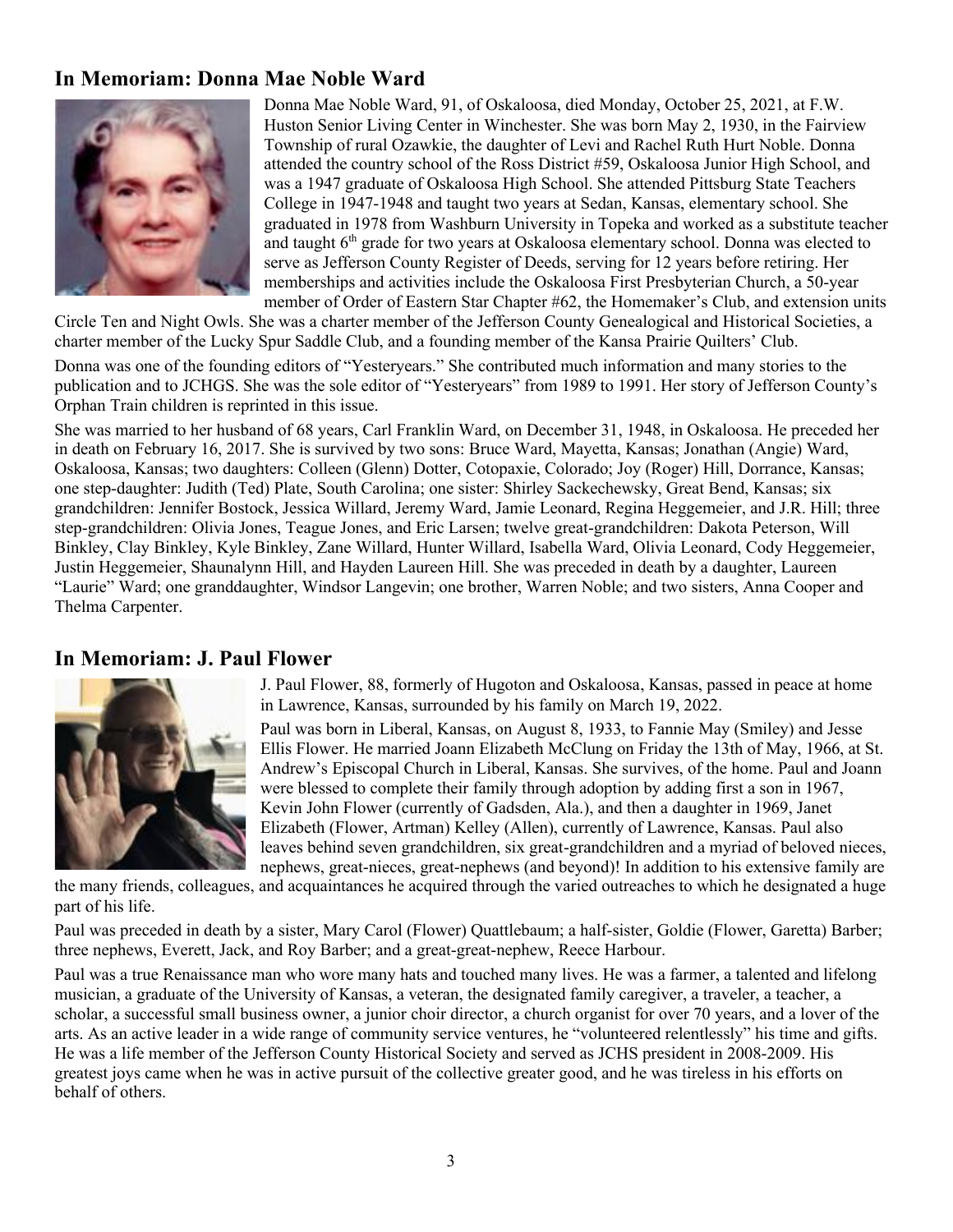## In Memoriam: Donna Mae Noble Ward

Donna Mae Noble Ward, 91, of Oskaloosa, died Monday, October 25, 2021, at F.W. Huston Senior Living Center in Winchester. She was born May 2, 1930, in the Fairview Township of rural Ozawkie, the daughter of Levi and Rachel Ruth Hurt Noble. Donna attended the country school of the Ross District #59, Oskaloosa Junior High School, and was a 1947 graduate of Oskaloosa High School. She attended Pittsburg State Teachers College in 1947-1948 and taught two years at Sedan, Kansas, elementary school. She graduated in 1978 from Washburn University in Topeka and worked as a substitute teacher and taught 6th grade for two years at Oskaloosa elementary school. Donna was elected to serve as Jefferson County Register of Deeds, serving for 12 years before retiring. Her memberships and activities include the Oskaloosa First Presbyterian Church, a 50-year member of Order of Eastern Star Chapter #62, the Homemaker's Club, and extension units Circle Ten and Night Owls. She was a charter member of the Jefferson County Genealogical and Historical Societies, a charter member of the Lucky Spur Saddle Club, and a founding member of the Kansa Prairie Quilters' Club.

Donna was one of the founding editors of "Yesteryears." She contributed much information and many stories to the publication and to JCHGS. She was the sole editor of "Yesteryears" from 1989 to 1991. Her story of Jefferson County's Orphan Train children is reprinted in this issue.

She was married to her husband of 68 years, Carl Franklin Ward, on December 31, 1948, in Oskaloosa. He preceded her in death on February 16, 2017. She is survived by two sons: Bruce Ward, Mayetta, Kansas; Jonathan (Angie) Ward, Oskaloosa, Kansas; two daughters: Colleen (Glenn) Dotter, Cotopaxie, Colorado; Joy (Roger) Hill, Dorrance, Kansas; one step-daughter: Judith (Ted) Plate, South Carolina; one sister: Shirley Sackechewsky, Great Bend, Kansas; six grandchildren: Jennifer Bostock, Jessica Willard, Jeremy Ward, Jamie Leonard, Regina Heggemeier, and J.R. Hill; three step-grandchildren: Olivia Jones, Teague Jones, and Eric Larsen; twelve great-grandchildren: Dakota Peterson, Will Binkley, Clay Binkley, Kyle Binkley, Zane Willard, Hunter Willard, Isabella Ward, Olivia Leonard, Cody Heggemeier, Justin Heggemeier, Shaunalynn Hill, and Hayden Laureen Hill. She was preceded in death by a daughter, Laureen "Laurie" Ward; one granddaughter, Windsor Langevin; one brother, Warren Noble; and two sisters, Anna Cooper and Thelma Carpenter.

## In Memoriam: J. Paul Flower

J. Paul Flower, 88, formerly of Hugoton and Oskaloosa, Kansas, passed in peace at home in Lawrence, Kansas, surrounded by his family on March 19, 2022.

Paul was born in Liberal, Kansas, on August 8, 1933, to Fannie May (Smiley) and Jesse Ellis Flower. He married Joann Elizabeth McClung on Friday the 13th of May, 1966, at St. Andrew's Episcopal Church in Liberal, Kansas. She survives, of the home. Paul and Joann were blessed to complete their family through adoption by adding first a son in 1967, Kevin John Flower (currently of Gadsden, Ala.), and then a daughter in 1969, Janet Elizabeth (Flower, Artman) Kelley (Allen), currently of Lawrence, Kansas. Paul also leaves behind seven grandchildren, six great-grandchildren and a myriad of beloved nieces, nephews, great-nieces, great-nephews (and beyond)! In addition to his extensive family are the many friends, colleagues, and acquaintances he acquired through the varied outreaches to which he designated a huge part of his life.

Paul was preceded in death by a sister, Mary Carol (Flower) Quattlebaum; a half-sister, Goldie (Flower, Garetta) Barber; three nephews, Everett, Jack, and Roy Barber; and a great-great-nephew, Reece Harbour.

Paul was a true Renaissance man who wore many hats and touched many lives. He was a farmer, a talented and lifelong musician, a graduate of the University of Kansas, a veteran, the designated family caregiver, a traveler, a teacher, a scholar, a successful small business owner, a junior choir director, a church organist for over 70 years, and a lover of the arts. As an active leader in a wide range of community service ventures, he "volunteered relentlessly" his time and gifts. He was a life member of the Jefferson County Historical Society and served as JCHS president in 2008-2009. His greatest joys came when he was in active pursuit of the collective greater good, and he was tireless in his efforts on behalf of others.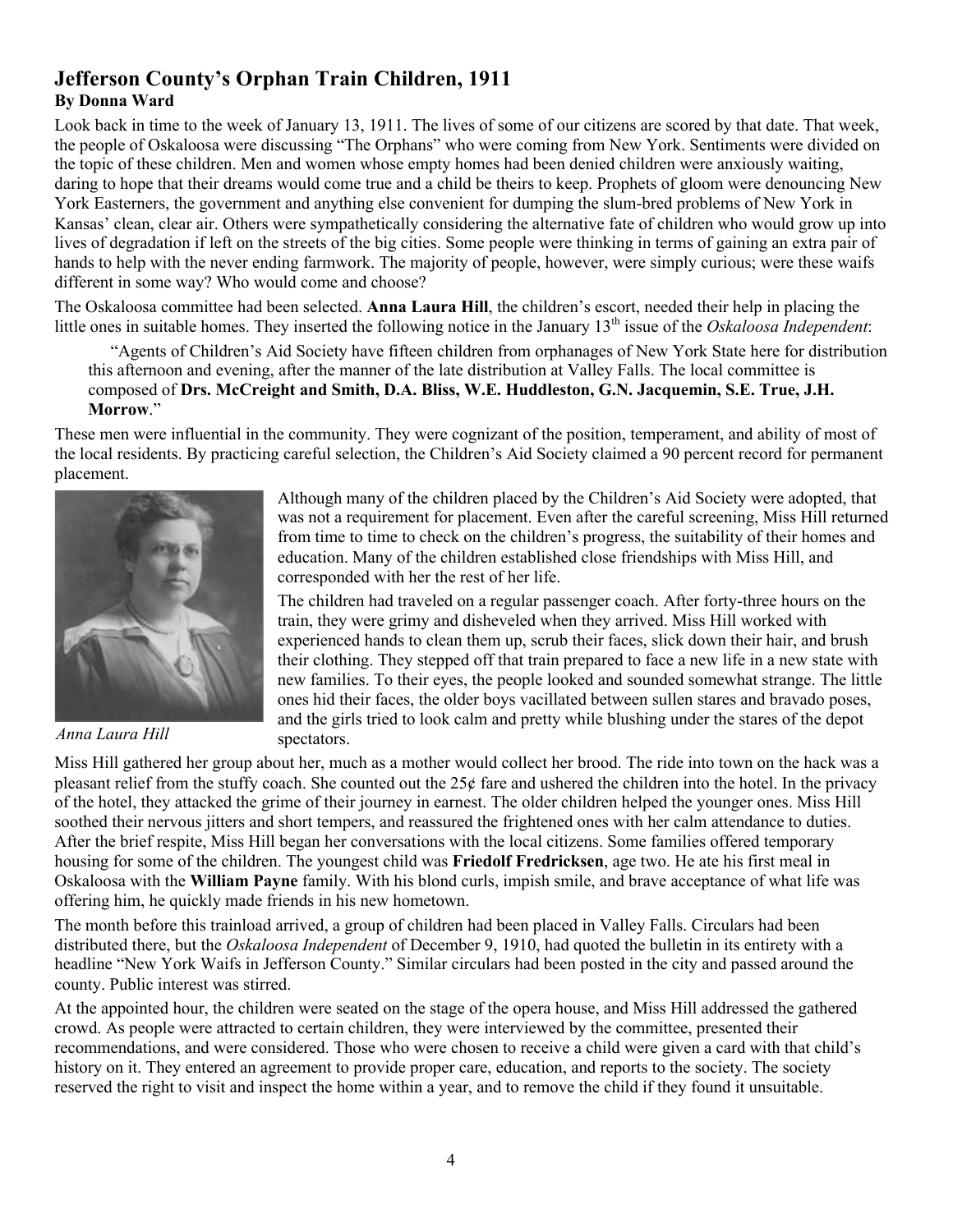# Jefferson County's Orphan Train Children, 1911

**By Donna Ward**

Look back in time to the week of January 13, 1911. The lives of some of our citizens are scored by that date. That week, the people of Oskaloosa were discussing "The Orphans" who were coming from New York. Sentiments were divided on the topic of these children. Men and women whose empty homes had been denied children were anxiously waiting, daring to hope that their dreams would come true and a child be theirs to keep. Prophets of gloom were denouncing New York Easterners, the government and anything else convenient for dumping the slum-bred problems of New York in Kansas' clean, clear air. Others were sympathetically considering the alternative fate of children who would grow up into lives of degradation if left on the streets of the big cities. Some people were thinking in terms of gaining an extra pair of hands to help with the never ending farmwork. The majority of people, however, were simply curious; were these waifs different in some way? Who would come and choose?

The Oskaloosa committee had been selected. **Anna Laura Hill**, the children's escort, needed their help in placing the little ones in suitable homes. They inserted the following notice in the January 13th issue of the *Oskaloosa Independent*:

> "Agents of Children's Aid Society have fifteen children from orphanages of New York State here for distribution this afternoon and evening, after the manner of the late distribution at Valley Falls. The local committee is composed of **Drs. McCreight and Smith, D.A. Bliss, W.E. Huddleston, G.N. Jacquemin, S.E. True, J.H. Morrow**."

These men were influential in the community. They were cognizant of the position, temperament, and ability of most of the local residents. By practicing careful selection, the Children's Aid Society claimed a 90 percent record for permanent placement.

*Anna Laura Hill*

Although many of the children placed by the Children's Aid Society were adopted, that was not a requirement for placement. Even after the careful screening, Miss Hill returned from time to time to check on the children's progress, the suitability of their homes and education. Many of the children established close friendships with Miss Hill, and corresponded with her the rest of her life.

The children had traveled on a regular passenger coach. After forty-three hours on the train, they were grimy and disheveled when they arrived. Miss Hill worked with experienced hands to clean them up, scrub their faces, slick down their hair, and brush their clothing. They stepped off that train prepared to face a new life in a new state with new families. To their eyes, the people looked and sounded somewhat strange. The little ones hid their faces, the older boys vacillated between sullen stares and bravado poses, and the girls tried to look calm and pretty while blushing under the stares of the depot spectators.

Miss Hill gathered her group about her, much as a mother would collect her brood. The ride into town on the hack was a pleasant relief from the stuffy coach. She counted out the 25¢ fare and ushered the children into the hotel. In the privacy of the hotel, they attacked the grime of their journey in earnest. The older children helped the younger ones. Miss Hill soothed their nervous jitters and short tempers, and reassured the frightened ones with her calm attendance to duties. After the brief respite, Miss Hill began her conversations with the local citizens. Some families offered temporary housing for some of the children. The youngest child was **Friedolf Fredricksen**, age two. He ate his first meal in Oskaloosa with the **William Payne** family. With his blond curls, impish smile, and brave acceptance of what life was offering him, he quickly made friends in his new hometown.

The month before this trainload arrived, a group of children had been placed in Valley Falls. Circulars had been distributed there, but the *Oskaloosa Independent* of December 9, 1910, had quoted the bulletin in its entirety with a headline "New York Waifs in Jefferson County." Similar circulars had been posted in the city and passed around the county. Public interest was stirred.

At the appointed hour, the children were seated on the stage of the opera house, and Miss Hill addressed the gathered crowd. As people were attracted to certain children, they were interviewed by the committee, presented their recommendations, and were considered. Those who were chosen to receive a child were given a card with that child's history on it. They entered an agreement to provide proper care, education, and reports to the society. The society reserved the right to visit and inspect the home within a year, and to remove the child if they found it unsuitable.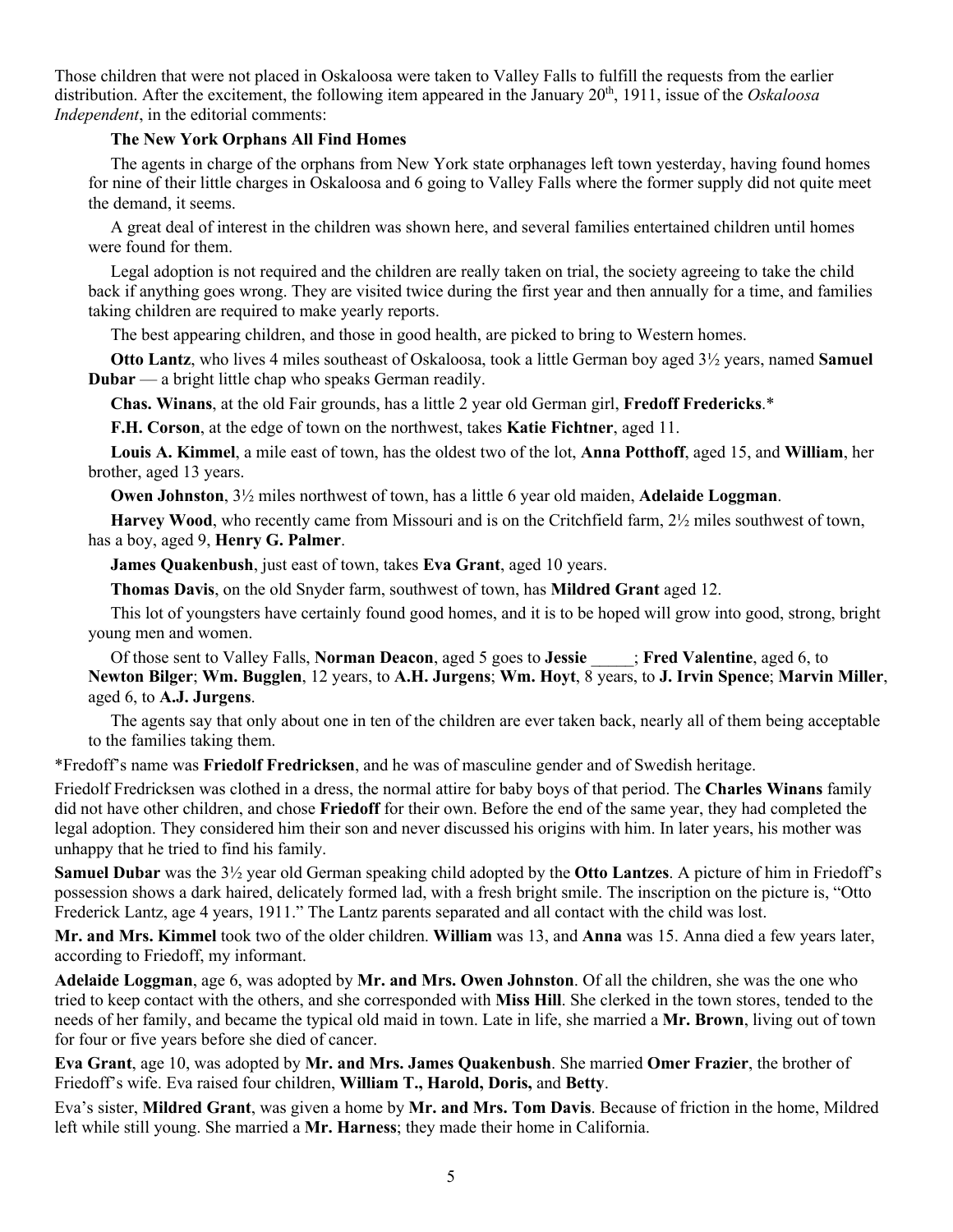Those children that were not placed in Oskaloosa were taken to Valley Falls to fulfill the requests from the earlier distribution. After the excitement, the following item appeared in the January 20th, 1911, issue of the *Oskaloosa Independent*, in the editorial comments:

**The New York Orphans All Find Homes**

The agents in charge of the orphans from New York state orphanages left town yesterday, having found homes for nine of their little charges in Oskaloosa and 6 going to Valley Falls where the former supply did not quite meet the demand, it seems.

A great deal of interest in the children was shown here, and several families entertained children until homes were found for them.

Legal adoption is not required and the children are really taken on trial, the society agreeing to take the child back if anything goes wrong. They are visited twice during the first year and then annually for a time, and families taking children are required to make yearly reports.

The best appearing children, and those in good health, are picked to bring to Western homes.

**Otto Lantz**, who lives 4 miles southeast of Oskaloosa, took a little German boy aged 3½ years, named **Samuel Dubar** — a bright little chap who speaks German readily.

**Chas. Winans**, at the old Fair grounds, has a little 2 year old German girl, **Fredoff Fredericks**.*

**F.H. Corson**, at the edge of town on the northwest, takes **Katie Fichtner**, aged 11.

**Louis A. Kimmel**, a mile east of town, has the oldest two of the lot, **Anna Potthoff**, aged 15, and **William**, her brother, aged 13 years.

**Owen Johnston**, 3½ miles northwest of town, has a little 6 year old maiden, **Adelaide Loggman**.

**Harvey Wood**, who recently came from Missouri and is on the Critchfield farm, 2½ miles southwest of town, has a boy, aged 9, **Henry G. Palmer**.

**James Quakenbush**, just east of town, takes **Eva Grant**, aged 10 years.

**Thomas Davis**, on the old Snyder farm, southwest of town, has **Mildred Grant** aged 12.

This lot of youngsters have certainly found good homes, and it is to be hoped will grow into good, strong, bright young men and women.

Of those sent to Valley Falls, **Norman Deacon**, aged 5 goes to **Jessie** _____; **Fred Valentine**, aged 6, to **Newton Bilger**; **Wm. Bugglen**, 12 years, to **A.H. Jurgens**; **Wm. Hoyt**, 8 years, to **J. Irvin Spence**; **Marvin Miller**, aged 6, to **A.J. Jurgens**.

The agents say that only about one in ten of the children are ever taken back, nearly all of them being acceptable to the families taking them.

*Fredoff's name was **Friedolf Fredricksen**, and he was of masculine gender and of Swedish heritage.

Friedolf Fredricksen was clothed in a dress, the normal attire for baby boys of that period. The **Charles Winans** family did not have other children, and chose **Friedoff** for their own. Before the end of the same year, they had completed the legal adoption. They considered him their son and never discussed his origins with him. In later years, his mother was unhappy that he tried to find his family.

**Samuel Dubar** was the 3½ year old German speaking child adopted by the **Otto Lantzes**. A picture of him in Friedoff's possession shows a dark haired, delicately formed lad, with a fresh bright smile. The inscription on the picture is, "Otto Frederick Lantz, age 4 years, 1911." The Lantz parents separated and all contact with the child was lost.

**Mr. and Mrs. Kimmel** took two of the older children. **William** was 13, and **Anna** was 15. Anna died a few years later, according to Friedoff, my informant.

**Adelaide Loggman**, age 6, was adopted by **Mr. and Mrs. Owen Johnston**. Of all the children, she was the one who tried to keep contact with the others, and she corresponded with **Miss Hill**. She clerked in the town stores, tended to the needs of her family, and became the typical old maid in town. Late in life, she married a **Mr. Brown**, living out of town for four or five years before she died of cancer.

**Eva Grant**, age 10, was adopted by **Mr. and Mrs. James Quakenbush**. She married **Omer Frazier**, the brother of Friedoff's wife. Eva raised four children, **William T., Harold, Doris,** and **Betty**.

Eva's sister, **Mildred Grant**, was given a home by **Mr. and Mrs. Tom Davis**. Because of friction in the home, Mildred left while still young. She married a **Mr. Harness**; they made their home in California.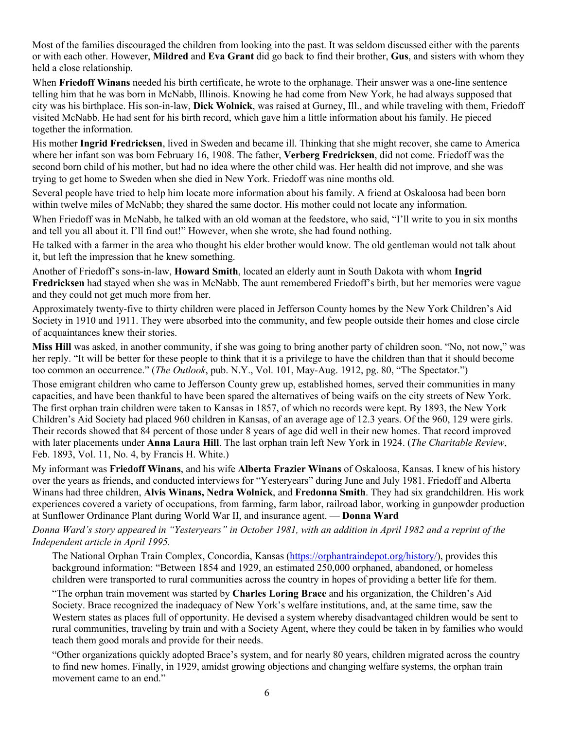Most of the families discouraged the children from looking into the past. It was seldom discussed either with the parents or with each other. However, **Mildred** and **Eva Grant** did go back to find their brother, **Gus**, and sisters with whom they held a close relationship.

When **Friedoff Winans** needed his birth certificate, he wrote to the orphanage. Their answer was a one-line sentence telling him that he was born in McNabb, Illinois. Knowing he had come from New York, he had always supposed that city was his birthplace. His son-in-law, **Dick Wolnick**, was raised at Gurney, Ill., and while traveling with them, Friedoff visited McNabb. He had sent for his birth record, which gave him a little information about his family. He pieced together the information.

His mother **Ingrid Fredricksen**, lived in Sweden and became ill. Thinking that she might recover, she came to America where her infant son was born February 16, 1908. The father, **Verberg Fredricksen**, did not come. Friedoff was the second born child of his mother, but had no idea where the other child was. Her health did not improve, and she was trying to get home to Sweden when she died in New York. Friedoff was nine months old.

Several people have tried to help him locate more information about his family. A friend at Oskaloosa had been born within twelve miles of McNabb; they shared the same doctor. His mother could not locate any information.

When Friedoff was in McNabb, he talked with an old woman at the feedstore, who said, "I'll write to you in six months and tell you all about it. I'll find out!" However, when she wrote, she had found nothing.

He talked with a farmer in the area who thought his elder brother would know. The old gentleman would not talk about it, but left the impression that he knew something.

Another of Friedoff's sons-in-law, **Howard Smith**, located an elderly aunt in South Dakota with whom **Ingrid Fredricksen** had stayed when she was in McNabb. The aunt remembered Friedoff's birth, but her memories were vague and they could not get much more from her.

Approximately twenty-five to thirty children were placed in Jefferson County homes by the New York Children's Aid Society in 1910 and 1911. They were absorbed into the community, and few people outside their homes and close circle of acquaintances knew their stories.

**Miss Hill** was asked, in another community, if she was going to bring another party of children soon. "No, not now," was her reply. "It will be better for these people to think that it is a privilege to have the children than that it should become too common an occurrence." (*The Outlook*, pub. N.Y., Vol. 101, May-Aug. 1912, pg. 80, "The Spectator.")

Those emigrant children who came to Jefferson County grew up, established homes, served their communities in many capacities, and have been thankful to have been spared the alternatives of being waifs on the city streets of New York. The first orphan train children were taken to Kansas in 1857, of which no records were kept. By 1893, the New York Children's Aid Society had placed 960 children in Kansas, of an average age of 12.3 years. Of the 960, 129 were girls. Their records showed that 84 percent of those under 8 years of age did well in their new homes. That record improved with later placements under **Anna Laura Hill**. The last orphan train left New York in 1924. (*The Charitable Review*, Feb. 1893, Vol. 11, No. 4, by Francis H. White.)

My informant was **Friedoff Winans**, and his wife **Alberta Frazier Winans** of Oskaloosa, Kansas. I knew of his history over the years as friends, and conducted interviews for "Yesteryears" during June and July 1981. Friedoff and Alberta Winans had three children, **Alvis Winans, Nedra Wolnick**, and **Fredonna Smith**. They had six grandchildren. His work experiences covered a variety of occupations, from farming, farm labor, railroad labor, working in gunpowder production at Sunflower Ordinance Plant during World War II, and insurance agent. — **Donna Ward**

*Donna Ward's story appeared in "Yesteryears" in October 1981, with an addition in April 1982 and a reprint of the Independent article in April 1995.*

> The National Orphan Train Complex, Concordia, Kansas (https://orphantraindepot.org/history/), provides this background information: "Between 1854 and 1929, an estimated 250,000 orphaned, abandoned, or homeless children were transported to rural communities across the country in hopes of providing a better life for them.
>
> "The orphan train movement was started by **Charles Loring Brace** and his organization, the Children's Aid Society. Brace recognized the inadequacy of New York's welfare institutions, and, at the same time, saw the Western states as places full of opportunity. He devised a system whereby disadvantaged children would be sent to rural communities, traveling by train and with a Society Agent, where they could be taken in by families who would teach them good morals and provide for their needs.
>
> "Other organizations quickly adopted Brace's system, and for nearly 80 years, children migrated across the country to find new homes. Finally, in 1929, amidst growing objections and changing welfare systems, the orphan train movement came to an end."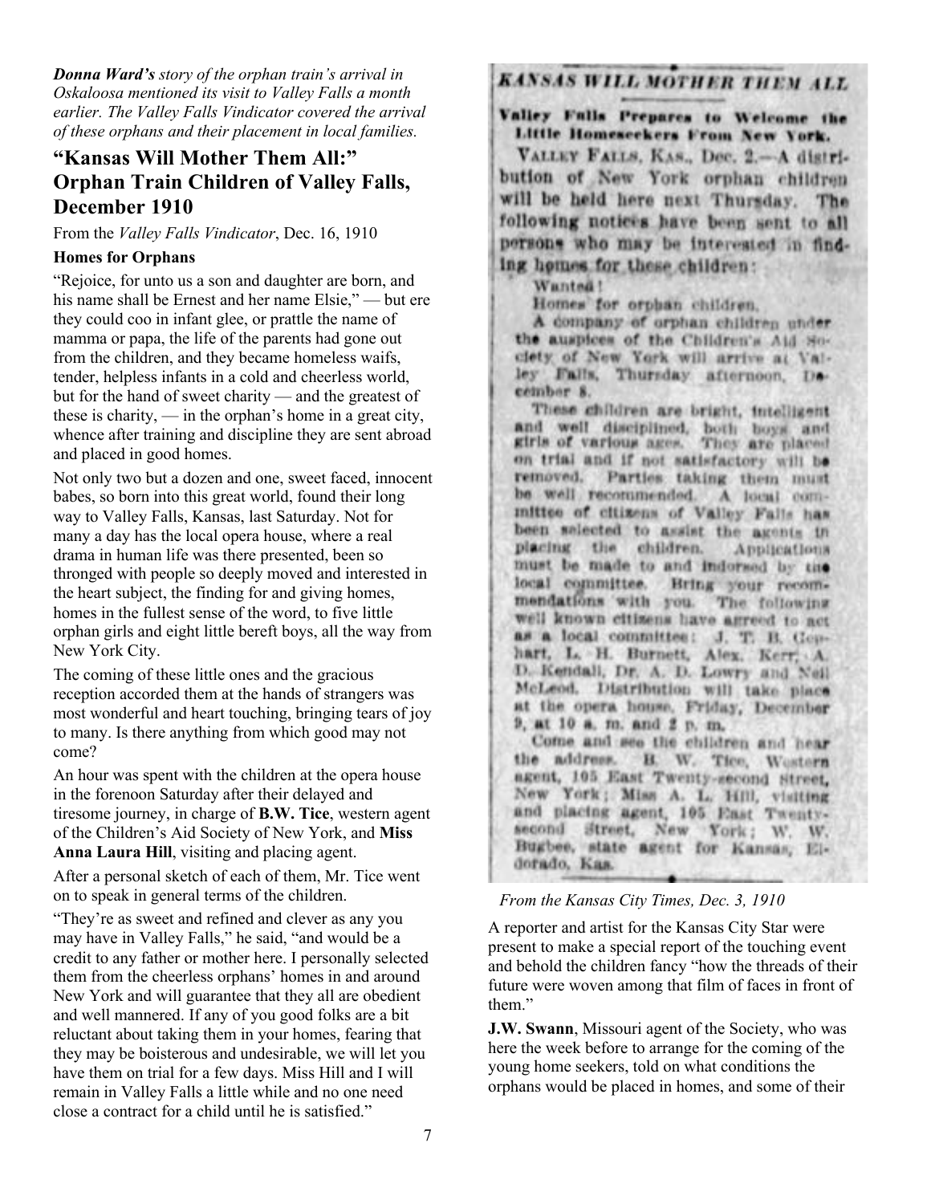***Donna Ward's** story of the orphan train's arrival in Oskaloosa mentioned its visit to Valley Falls a month earlier. The Valley Falls Vindicator covered the arrival of these orphans and their placement in local families.*

# "Kansas Will Mother Them All:" Orphan Train Children of Valley Falls, December 1910

From the *Valley Falls Vindicator*, Dec. 16, 1910

**Homes for Orphans**

"Rejoice, for unto us a son and daughter are born, and his name shall be Ernest and her name Elsie," — but ere they could coo in infant glee, or prattle the name of mamma or papa, the life of the parents had gone out from the children, and they became homeless waifs, tender, helpless infants in a cold and cheerless world, but for the hand of sweet charity — and the greatest of these is charity, — in the orphan's home in a great city, whence after training and discipline they are sent abroad and placed in good homes.

Not only two but a dozen and one, sweet faced, innocent babes, so born into this great world, found their long way to Valley Falls, Kansas, last Saturday. Not for many a day has the local opera house, where a real drama in human life was there presented, been so thronged with people so deeply moved and interested in the heart subject, the finding for and giving homes, homes in the fullest sense of the word, to five little orphan girls and eight little bereft boys, all the way from New York City.

The coming of these little ones and the gracious reception accorded them at the hands of strangers was most wonderful and heart touching, bringing tears of joy to many. Is there anything from which good may not come?

An hour was spent with the children at the opera house in the forenoon Saturday after their delayed and tiresome journey, in charge of **B.W. Tice**, western agent of the Children's Aid Society of New York, and **Miss Anna Laura Hill**, visiting and placing agent.

After a personal sketch of each of them, Mr. Tice went on to speak in general terms of the children.

"They're as sweet and refined and clever as any you may have in Valley Falls," he said, "and would be a credit to any father or mother here. I personally selected them from the cheerless orphans' homes in and around New York and will guarantee that they all are obedient and well mannered. If any of you good folks are a bit reluctant about taking them in your homes, fearing that they may be boisterous and undesirable, we will let you have them on trial for a few days. Miss Hill and I will remain in Valley Falls a little while and no one need close a contract for a child until he is satisfied."

**KANSAS WILL MOTHER THEM ALL**

**Valley Falls Prepares to Welcome the Little Homeseekers From New York.**

VALLEY FALLS, KAS., Dec. 2.—A distribution of New York orphan children will be held here next Thursday. The following notices have been sent to all persons who may be interested in finding homes for these children:

Wanted!

Homes for orphan children.

A company of orphan children under the auspices of the Children's Aid Society of New York will arrive at Valley Falls, Thursday afternoon, December 8.

These children are bright, intelligent and well disciplined, both boys and girls of various ages. They are placed on trial and if not satisfactory will be removed. Parties taking them must be well recommended. A local committee of citizens of Valley Falls has been selected to assist the agents in placing the children. Applications must be made to and indorsed by the local committee. Bring your recommendations with you. The following well known citizens have agreed to act as a local committee: J. T. B. Gephart, L. H. Burnett, Alex. Kerr, A. D. Kendall, Dr. A. D. Lowry and Neil McLeod. Distribution will take place at the opera house, Friday, December 9, at 10 a. m. and 2 p. m.

Come and see the children and hear the address. B. W. Tice, Western agent, 105 East Twenty-second Street, New York; Miss A. L. Hill, visiting and placing agent, 105 East Twenty-second Street, New York; W. W. Bugbee, state agent for Kansas, Eldorado, Kas.

*From the Kansas City Times, Dec. 3, 1910*

A reporter and artist for the Kansas City Star were present to make a special report of the touching event and behold the children fancy "how the threads of their future were woven among that film of faces in front of them."

**J.W. Swann**, Missouri agent of the Society, who was here the week before to arrange for the coming of the young home seekers, told on what conditions the orphans would be placed in homes, and some of their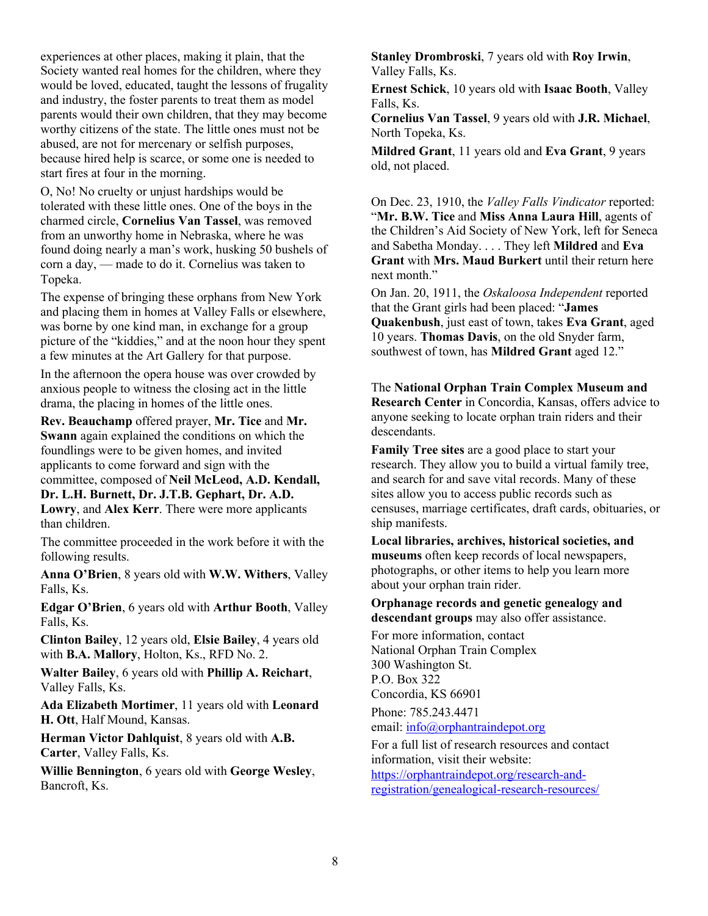experiences at other places, making it plain, that the Society wanted real homes for the children, where they would be loved, educated, taught the lessons of frugality and industry, the foster parents to treat them as model parents would their own children, that they may become worthy citizens of the state. The little ones must not be abused, are not for mercenary or selfish purposes, because hired help is scarce, or some one is needed to start fires at four in the morning.

O, No! No cruelty or unjust hardships would be tolerated with these little ones. One of the boys in the charmed circle, **Cornelius Van Tassel**, was removed from an unworthy home in Nebraska, where he was found doing nearly a man's work, husking 50 bushels of corn a day, — made to do it. Cornelius was taken to Topeka.

The expense of bringing these orphans from New York and placing them in homes at Valley Falls or elsewhere, was borne by one kind man, in exchange for a group picture of the "kiddies," and at the noon hour they spent a few minutes at the Art Gallery for that purpose.

In the afternoon the opera house was over crowded by anxious people to witness the closing act in the little drama, the placing in homes of the little ones.

**Rev. Beauchamp** offered prayer, **Mr. Tice** and **Mr. Swann** again explained the conditions on which the foundlings were to be given homes, and invited applicants to come forward and sign with the committee, composed of **Neil McLeod, A.D. Kendall, Dr. L.H. Burnett, Dr. J.T.B. Gephart, Dr. A.D. Lowry**, and **Alex Kerr**. There were more applicants than children.

The committee proceeded in the work before it with the following results.

**Anna O'Brien**, 8 years old with **W.W. Withers**, Valley Falls, Ks.

**Edgar O'Brien**, 6 years old with **Arthur Booth**, Valley Falls, Ks.

**Clinton Bailey**, 12 years old, **Elsie Bailey**, 4 years old with **B.A. Mallory**, Holton, Ks., RFD No. 2.

**Walter Bailey**, 6 years old with **Phillip A. Reichart**, Valley Falls, Ks.

**Ada Elizabeth Mortimer**, 11 years old with **Leonard H. Ott**, Half Mound, Kansas.

**Herman Victor Dahlquist**, 8 years old with **A.B. Carter**, Valley Falls, Ks.

**Willie Bennington**, 6 years old with **George Wesley**, Bancroft, Ks.

**Stanley Drombroski**, 7 years old with **Roy Irwin**, Valley Falls, Ks.

**Ernest Schick**, 10 years old with **Isaac Booth**, Valley Falls, Ks.

**Cornelius Van Tassel**, 9 years old with **J.R. Michael**, North Topeka, Ks.

**Mildred Grant**, 11 years old and **Eva Grant**, 9 years old, not placed.

On Dec. 23, 1910, the *Valley Falls Vindicator* reported: "**Mr. B.W. Tice** and **Miss Anna Laura Hill**, agents of the Children's Aid Society of New York, left for Seneca and Sabetha Monday. . . . They left **Mildred** and **Eva Grant** with **Mrs. Maud Burkert** until their return here next month."

On Jan. 20, 1911, the *Oskaloosa Independent* reported that the Grant girls had been placed: "**James Quakenbush**, just east of town, takes **Eva Grant**, aged 10 years. **Thomas Davis**, on the old Snyder farm, southwest of town, has **Mildred Grant** aged 12."

The **National Orphan Train Complex Museum and Research Center** in Concordia, Kansas, offers advice to anyone seeking to locate orphan train riders and their descendants.

**Family Tree sites** are a good place to start your research. They allow you to build a virtual family tree, and search for and save vital records. Many of these sites allow you to access public records such as censuses, marriage certificates, draft cards, obituaries, or ship manifests.

**Local libraries, archives, historical societies, and museums** often keep records of local newspapers, photographs, or other items to help you learn more about your orphan train rider.

**Orphanage records and genetic genealogy and descendant groups** may also offer assistance.

For more information, contact
National Orphan Train Complex
300 Washington St.
P.O. Box 322
Concordia, KS 66901

Phone: 785.243.4471
email: info@orphantraindepot.org

For a full list of research resources and contact information, visit their website:
https://orphantraindepot.org/research-and-registration/genealogical-research-resources/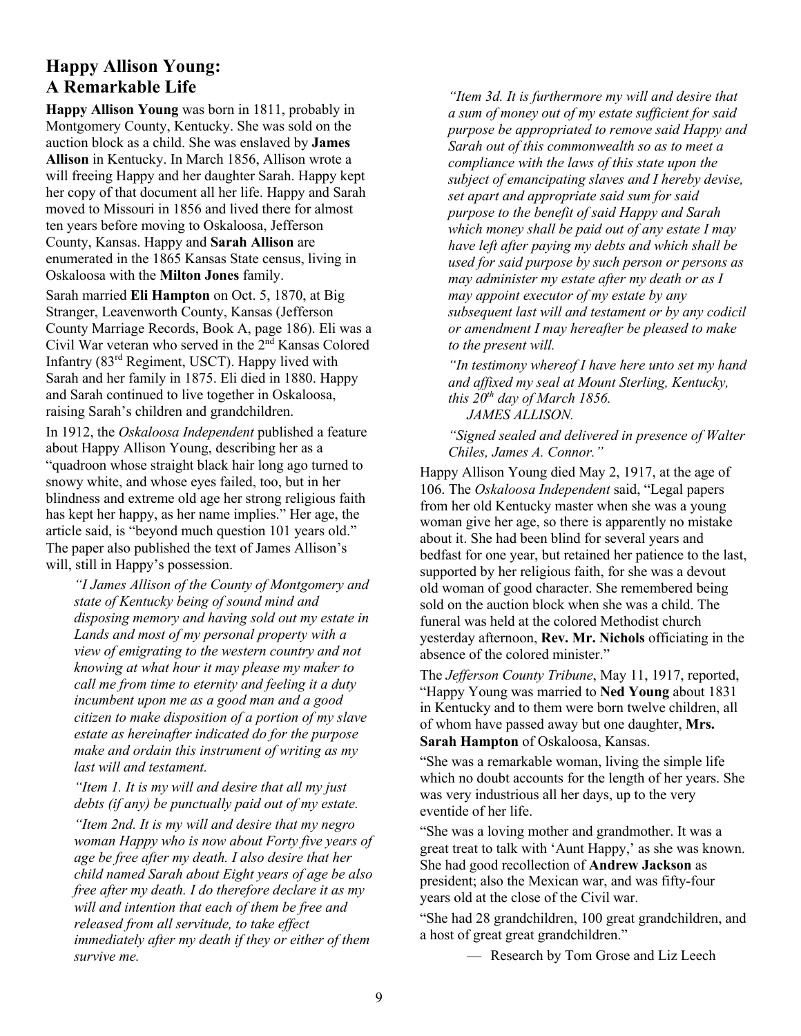## Happy Allison Young: A Remarkable Life

**Happy Allison Young** was born in 1811, probably in Montgomery County, Kentucky. She was sold on the auction block as a child. She was enslaved by **James Allison** in Kentucky. In March 1856, Allison wrote a will freeing Happy and her daughter Sarah. Happy kept her copy of that document all her life. Happy and Sarah moved to Missouri in 1856 and lived there for almost ten years before moving to Oskaloosa, Jefferson County, Kansas. Happy and **Sarah Allison** are enumerated in the 1865 Kansas State census, living in Oskaloosa with the **Milton Jones** family.

Sarah married **Eli Hampton** on Oct. 5, 1870, at Big Stranger, Leavenworth County, Kansas (Jefferson County Marriage Records, Book A, page 186). Eli was a Civil War veteran who served in the 2nd Kansas Colored Infantry (83rd Regiment, USCT). Happy lived with Sarah and her family in 1875. Eli died in 1880. Happy and Sarah continued to live together in Oskaloosa, raising Sarah's children and grandchildren.

In 1912, the *Oskaloosa Independent* published a feature about Happy Allison Young, describing her as a "quadroon whose straight black hair long ago turned to snowy white, and whose eyes failed, too, but in her blindness and extreme old age her strong religious faith has kept her happy, as her name implies." Her age, the article said, is "beyond much question 101 years old." The paper also published the text of James Allison's will, still in Happy's possession.

> *"I James Allison of the County of Montgomery and state of Kentucky being of sound mind and disposing memory and having sold out my estate in Lands and most of my personal property with a view of emigrating to the western country and not knowing at what hour it may please my maker to call me from time to eternity and feeling it a duty incumbent upon me as a good man and a good citizen to make disposition of a portion of my slave estate as hereinafter indicated do for the purpose make and ordain this instrument of writing as my last will and testament.*
>
> *"Item 1. It is my will and desire that all my just debts (if any) be punctually paid out of my estate.*
>
> *"Item 2nd. It is my will and desire that my negro woman Happy who is now about Forty five years of age be free after my death. I also desire that her child named Sarah about Eight years of age be also free after my death. I do therefore declare it as my will and intention that each of them be free and released from all servitude, to take effect immediately after my death if they or either of them survive me.*
>
> *"Item 3d. It is furthermore my will and desire that a sum of money out of my estate sufficient for said purpose be appropriated to remove said Happy and Sarah out of this commonwealth so as to meet a compliance with the laws of this state upon the subject of emancipating slaves and I hereby devise, set apart and appropriate said sum for said purpose to the benefit of said Happy and Sarah which money shall be paid out of any estate I may have left after paying my debts and which shall be used for said purpose by such person or persons as may administer my estate after my death or as I may appoint executor of my estate by any subsequent last will and testament or by any codicil or amendment I may hereafter be pleased to make to the present will.*
>
> *"In testimony whereof I have here unto set my hand and affixed my seal at Mount Sterling, Kentucky, this 20th day of March 1856.*
> *JAMES ALLISON.*
>
> *"Signed sealed and delivered in presence of Walter Chiles, James A. Connor."*

Happy Allison Young died May 2, 1917, at the age of 106. The *Oskaloosa Independent* said, "Legal papers from her old Kentucky master when she was a young woman give her age, so there is apparently no mistake about it. She had been blind for several years and bedfast for one year, but retained her patience to the last, supported by her religious faith, for she was a devout old woman of good character. She remembered being sold on the auction block when she was a child. The funeral was held at the colored Methodist church yesterday afternoon, **Rev. Mr. Nichols** officiating in the absence of the colored minister."

The *Jefferson County Tribune*, May 11, 1917, reported, "Happy Young was married to **Ned Young** about 1831 in Kentucky and to them were born twelve children, all of whom have passed away but one daughter, **Mrs. Sarah Hampton** of Oskaloosa, Kansas.

"She was a remarkable woman, living the simple life which no doubt accounts for the length of her years. She was very industrious all her days, up to the very eventide of her life.

"She was a loving mother and grandmother. It was a great treat to talk with 'Aunt Happy,' as she was known. She had good recollection of **Andrew Jackson** as president; also the Mexican war, and was fifty-four years old at the close of the Civil war.

"She had 28 grandchildren, 100 great grandchildren, and a host of great great grandchildren."

— Research by Tom Grose and Liz Leech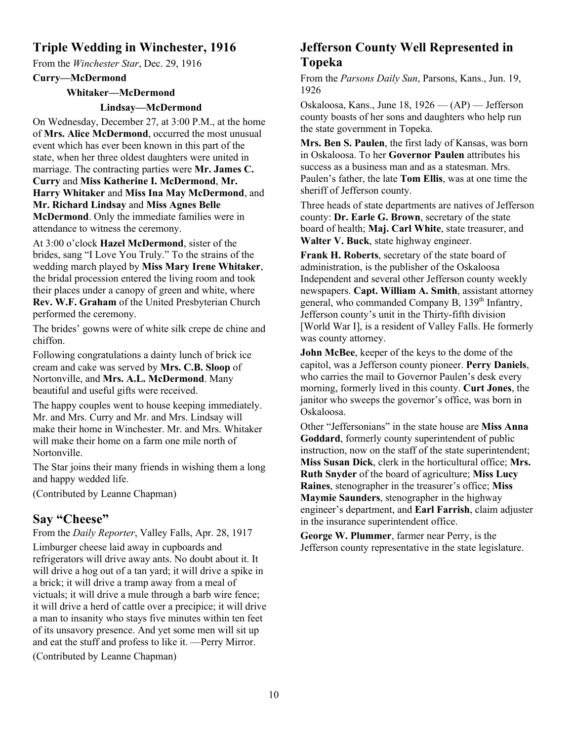## Triple Wedding in Winchester, 1916

From the *Winchester Star*, Dec. 29, 1916

**Curry—McDermond**

**Whitaker—McDermond**

**Lindsay—McDermond**

On Wednesday, December 27, at 3:00 P.M., at the home of **Mrs. Alice McDermond**, occurred the most unusual event which has ever been known in this part of the state, when her three oldest daughters were united in marriage. The contracting parties were **Mr. James C. Curry** and **Miss Katherine I. McDermond**, **Mr. Harry Whitaker** and **Miss Ina May McDermond**, and **Mr. Richard Lindsay** and **Miss Agnes Belle McDermond**. Only the immediate families were in attendance to witness the ceremony.

At 3:00 o'clock **Hazel McDermond**, sister of the brides, sang "I Love You Truly." To the strains of the wedding march played by **Miss Mary Irene Whitaker**, the bridal procession entered the living room and took their places under a canopy of green and white, where **Rev. W.F. Graham** of the United Presbyterian Church performed the ceremony.

The brides' gowns were of white silk crepe de chine and chiffon.

Following congratulations a dainty lunch of brick ice cream and cake was served by **Mrs. C.B. Sloop** of Nortonville, and **Mrs. A.L. McDermond**. Many beautiful and useful gifts were received.

The happy couples went to house keeping immediately. Mr. and Mrs. Curry and Mr. and Mrs. Lindsay will make their home in Winchester. Mr. and Mrs. Whitaker will make their home on a farm one mile north of Nortonville.

The Star joins their many friends in wishing them a long and happy wedded life.

(Contributed by Leanne Chapman)

## Say "Cheese"

From the *Daily Reporter*, Valley Falls, Apr. 28, 1917

Limburger cheese laid away in cupboards and refrigerators will drive away ants. No doubt about it. It will drive a hog out of a tan yard; it will drive a spike in a brick; it will drive a tramp away from a meal of victuals; it will drive a mule through a barb wire fence; it will drive a herd of cattle over a precipice; it will drive a man to insanity who stays five minutes within ten feet of its unsavory presence. And yet some men will sit up and eat the stuff and profess to like it. —Perry Mirror.

(Contributed by Leanne Chapman)

## Jefferson County Well Represented in Topeka

From the *Parsons Daily Sun*, Parsons, Kans., Jun. 19, 1926

Oskaloosa, Kans., June 18, 1926 — (AP) — Jefferson county boasts of her sons and daughters who help run the state government in Topeka.

**Mrs. Ben S. Paulen**, the first lady of Kansas, was born in Oskaloosa. To her **Governor Paulen** attributes his success as a business man and as a statesman. Mrs. Paulen's father, the late **Tom Ellis**, was at one time the sheriff of Jefferson county.

Three heads of state departments are natives of Jefferson county: **Dr. Earle G. Brown**, secretary of the state board of health; **Maj. Carl White**, state treasurer, and **Walter V. Buck**, state highway engineer.

**Frank H. Roberts**, secretary of the state board of administration, is the publisher of the Oskaloosa Independent and several other Jefferson county weekly newspapers. **Capt. William A. Smith**, assistant attorney general, who commanded Company B, 139th Infantry, Jefferson county's unit in the Thirty-fifth division [World War I], is a resident of Valley Falls. He formerly was county attorney.

**John McBee**, keeper of the keys to the dome of the capitol, was a Jefferson county pioneer. **Perry Daniels**, who carries the mail to Governor Paulen's desk every morning, formerly lived in this county. **Curt Jones**, the janitor who sweeps the governor's office, was born in Oskaloosa.

Other "Jeffersonians" in the state house are **Miss Anna Goddard**, formerly county superintendent of public instruction, now on the staff of the state superintendent; **Miss Susan Dick**, clerk in the horticultural office; **Mrs. Ruth Snyder** of the board of agriculture; **Miss Lucy Raines**, stenographer in the treasurer's office; **Miss Maymie Saunders**, stenographer in the highway engineer's department, and **Earl Farrish**, claim adjuster in the insurance superintendent office.

**George W. Plummer**, farmer near Perry, is the Jefferson county representative in the state legislature.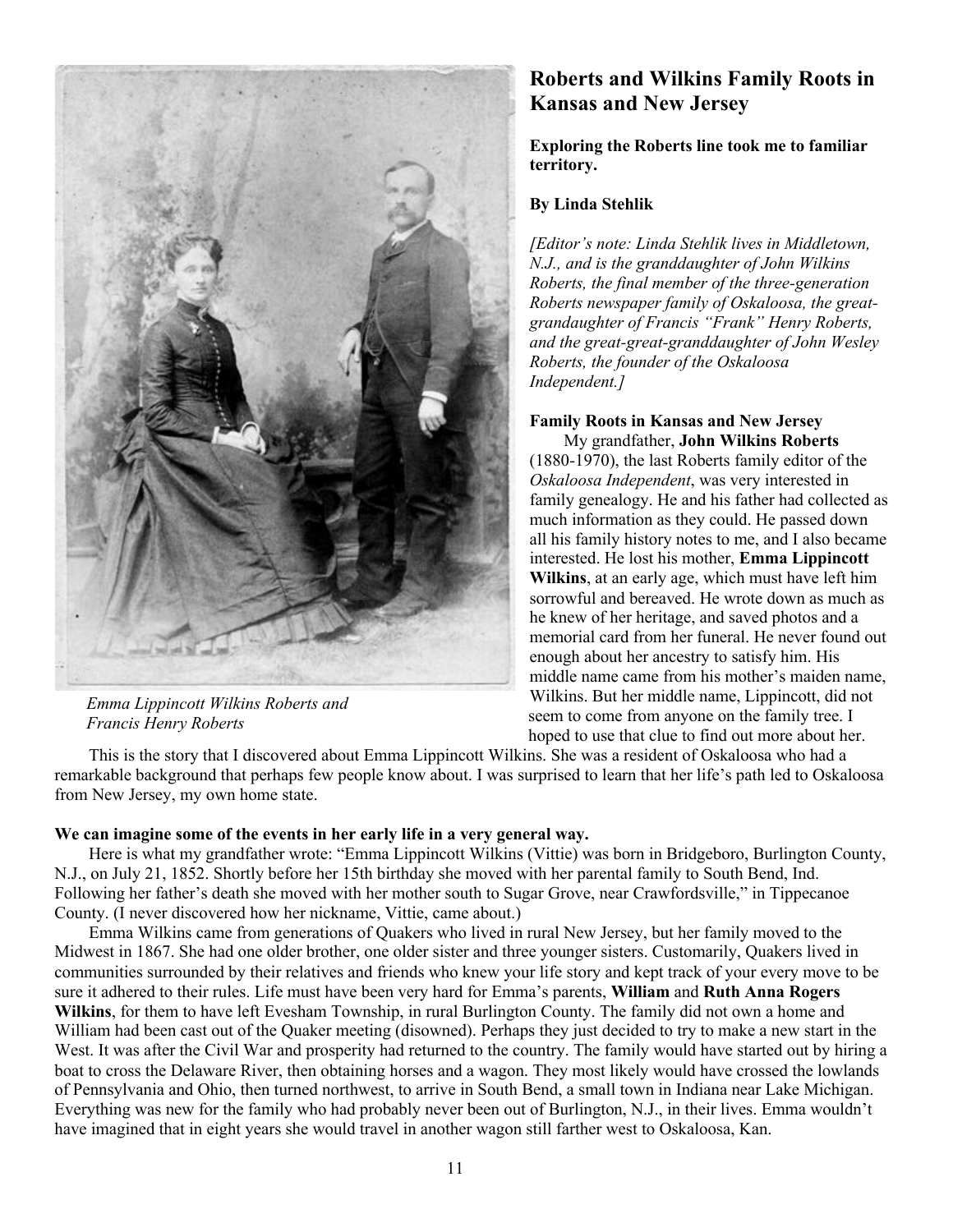## Roberts and Wilkins Family Roots in Kansas and New Jersey

**Exploring the Roberts line took me to familiar territory.**

**By Linda Stehlik**

*[Editor's note: Linda Stehlik lives in Middletown, N.J., and is the granddaughter of John Wilkins Roberts, the final member of the three-generation Roberts newspaper family of Oskaloosa, the great-grandaughter of Francis "Frank" Henry Roberts, and the great-great-granddaughter of John Wesley Roberts, the founder of the Oskaloosa Independent.]*

Emma Lippincott Wilkins Roberts and Francis Henry Roberts

**Family Roots in Kansas and New Jersey**

My grandfather, **John Wilkins Roberts** (1880-1970), the last Roberts family editor of the *Oskaloosa Independent*, was very interested in family genealogy. He and his father had collected as much information as they could. He passed down all his family history notes to me, and I also became interested. He lost his mother, **Emma Lippincott Wilkins**, at an early age, which must have left him sorrowful and bereaved. He wrote down as much as he knew of her heritage, and saved photos and a memorial card from her funeral. He never found out enough about her ancestry to satisfy him. His middle name came from his mother's maiden name, Wilkins. But her middle name, Lippincott, did not seem to come from anyone on the family tree. I hoped to use that clue to find out more about her.

This is the story that I discovered about Emma Lippincott Wilkins. She was a resident of Oskaloosa who had a remarkable background that perhaps few people know about. I was surprised to learn that her life's path led to Oskaloosa from New Jersey, my own home state.

**We can imagine some of the events in her early life in a very general way.**

Here is what my grandfather wrote: "Emma Lippincott Wilkins (Vittie) was born in Bridgeboro, Burlington County, N.J., on July 21, 1852. Shortly before her 15th birthday she moved with her parental family to South Bend, Ind. Following her father's death she moved with her mother south to Sugar Grove, near Crawfordsville," in Tippecanoe County. (I never discovered how her nickname, Vittie, came about.)

Emma Wilkins came from generations of Quakers who lived in rural New Jersey, but her family moved to the Midwest in 1867. She had one older brother, one older sister and three younger sisters. Customarily, Quakers lived in communities surrounded by their relatives and friends who knew your life story and kept track of your every move to be sure it adhered to their rules. Life must have been very hard for Emma's parents, **William** and **Ruth Anna Rogers Wilkins**, for them to have left Evesham Township, in rural Burlington County. The family did not own a home and William had been cast out of the Quaker meeting (disowned). Perhaps they just decided to try to make a new start in the West. It was after the Civil War and prosperity had returned to the country. The family would have started out by hiring a boat to cross the Delaware River, then obtaining horses and a wagon. They most likely would have crossed the lowlands of Pennsylvania and Ohio, then turned northwest, to arrive in South Bend, a small town in Indiana near Lake Michigan. Everything was new for the family who had probably never been out of Burlington, N.J., in their lives. Emma wouldn't have imagined that in eight years she would travel in another wagon still farther west to Oskaloosa, Kan.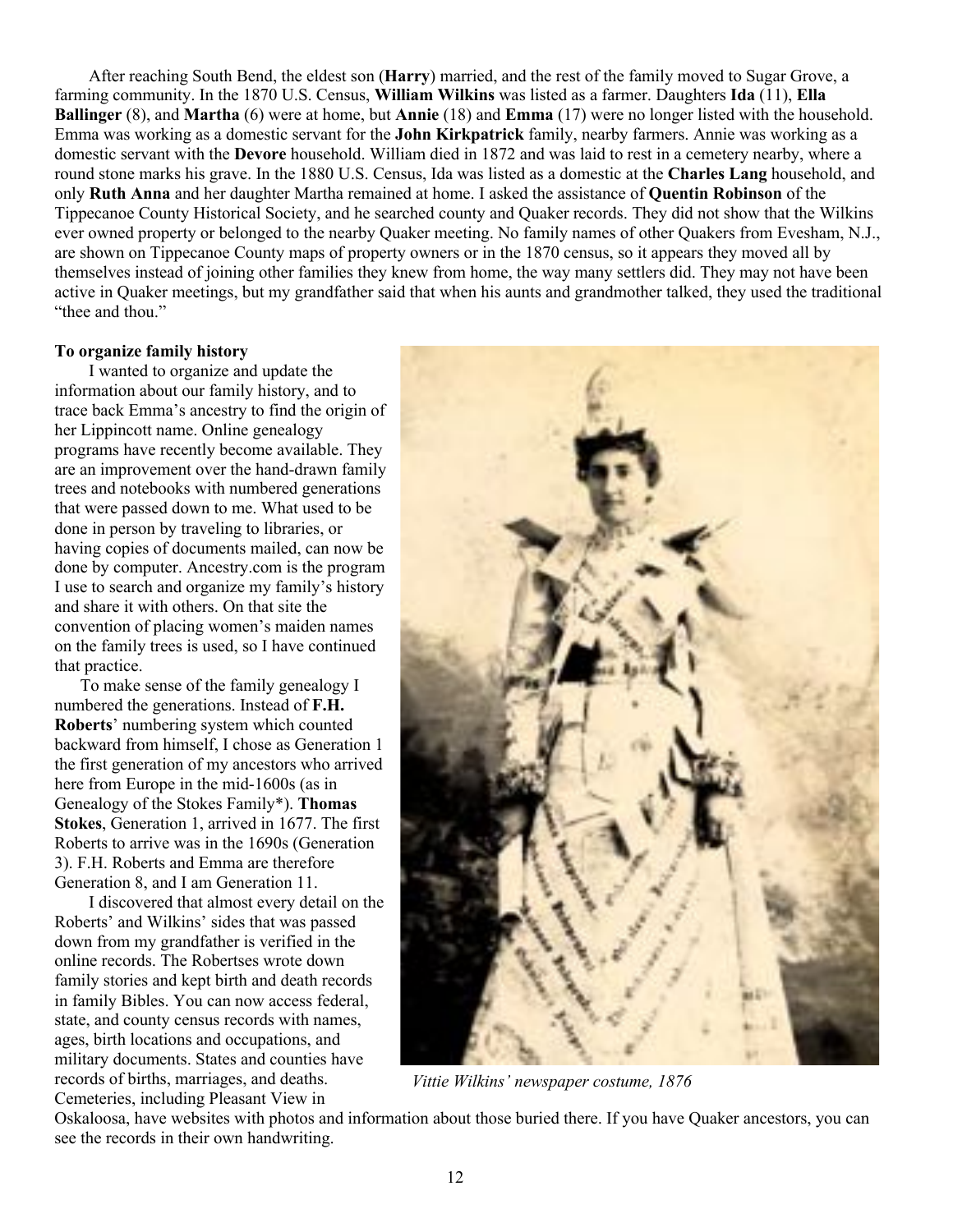After reaching South Bend, the eldest son (**Harry**) married, and the rest of the family moved to Sugar Grove, a farming community. In the 1870 U.S. Census, **William Wilkins** was listed as a farmer. Daughters **Ida** (11), **Ella Ballinger** (8), and **Martha** (6) were at home, but **Annie** (18) and **Emma** (17) were no longer listed with the household. Emma was working as a domestic servant for the **John Kirkpatrick** family, nearby farmers. Annie was working as a domestic servant with the **Devore** household. William died in 1872 and was laid to rest in a cemetery nearby, where a round stone marks his grave. In the 1880 U.S. Census, Ida was listed as a domestic at the **Charles Lang** household, and only **Ruth Anna** and her daughter Martha remained at home. I asked the assistance of **Quentin Robinson** of the Tippecanoe County Historical Society, and he searched county and Quaker records. They did not show that the Wilkins ever owned property or belonged to the nearby Quaker meeting. No family names of other Quakers from Evesham, N.J., are shown on Tippecanoe County maps of property owners or in the 1870 census, so it appears they moved all by themselves instead of joining other families they knew from home, the way many settlers did. They may not have been active in Quaker meetings, but my grandfather said that when his aunts and grandmother talked, they used the traditional "thee and thou."

**To organize family history**

I wanted to organize and update the information about our family history, and to trace back Emma's ancestry to find the origin of her Lippincott name. Online genealogy programs have recently become available. They are an improvement over the hand-drawn family trees and notebooks with numbered generations that were passed down to me. What used to be done in person by traveling to libraries, or having copies of documents mailed, can now be done by computer. Ancestry.com is the program I use to search and organize my family's history and share it with others. On that site the convention of placing women's maiden names on the family trees is used, so I have continued that practice.

To make sense of the family genealogy I numbered the generations. Instead of **F.H. Roberts**' numbering system which counted backward from himself, I chose as Generation 1 the first generation of my ancestors who arrived here from Europe in the mid-1600s (as in Genealogy of the Stokes Family*). **Thomas Stokes**, Generation 1, arrived in 1677. The first Roberts to arrive was in the 1690s (Generation 3). F.H. Roberts and Emma are therefore Generation 8, and I am Generation 11.

I discovered that almost every detail on the Roberts' and Wilkins' sides that was passed down from my grandfather is verified in the online records. The Robertses wrote down family stories and kept birth and death records in family Bibles. You can now access federal, state, and county census records with names, ages, birth locations and occupations, and military documents. States and counties have records of births, marriages, and deaths. Cemeteries, including Pleasant View in Oskaloosa, have websites with photos and information about those buried there. If you have Quaker ancestors, you can see the records in their own handwriting.

*Vittie Wilkins' newspaper costume, 1876*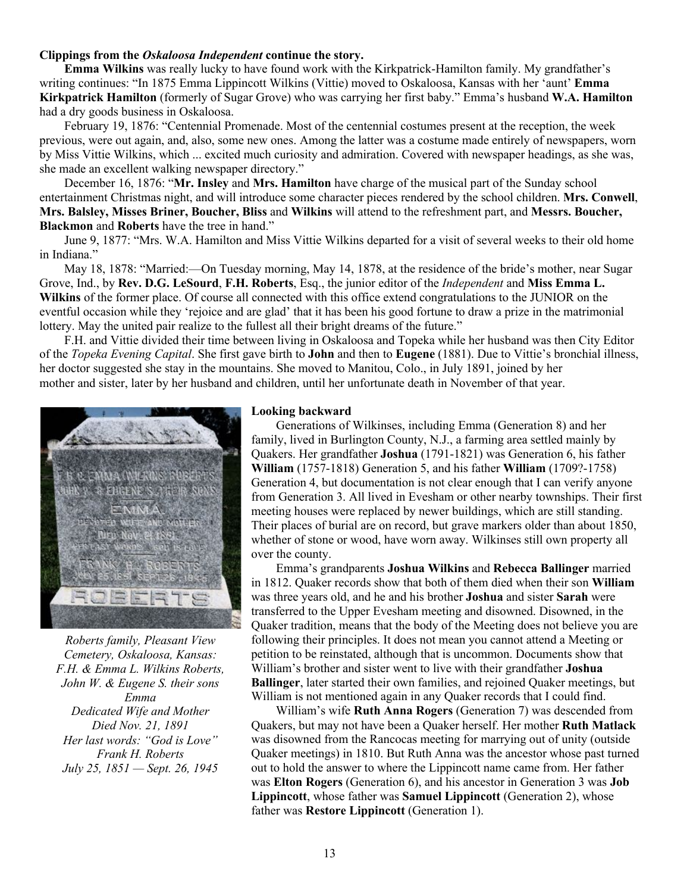**Clippings from the *Oskaloosa Independent* continue the story.**

**Emma Wilkins** was really lucky to have found work with the Kirkpatrick-Hamilton family. My grandfather's writing continues: "In 1875 Emma Lippincott Wilkins (Vittie) moved to Oskaloosa, Kansas with her 'aunt' **Emma Kirkpatrick Hamilton** (formerly of Sugar Grove) who was carrying her first baby." Emma's husband **W.A. Hamilton** had a dry goods business in Oskaloosa.

February 19, 1876: "Centennial Promenade. Most of the centennial costumes present at the reception, the week previous, were out again, and, also, some new ones. Among the latter was a costume made entirely of newspapers, worn by Miss Vittie Wilkins, which ... excited much curiosity and admiration. Covered with newspaper headings, as she was, she made an excellent walking newspaper directory."

December 16, 1876: "**Mr. Insley** and **Mrs. Hamilton** have charge of the musical part of the Sunday school entertainment Christmas night, and will introduce some character pieces rendered by the school children. **Mrs. Conwell**, **Mrs. Balsley, Misses Briner, Boucher, Bliss** and **Wilkins** will attend to the refreshment part, and **Messrs. Boucher, Blackmon** and **Roberts** have the tree in hand."

June 9, 1877: "Mrs. W.A. Hamilton and Miss Vittie Wilkins departed for a visit of several weeks to their old home in Indiana."

May 18, 1878: "Married:—On Tuesday morning, May 14, 1878, at the residence of the bride's mother, near Sugar Grove, Ind., by **Rev. D.G. LeSourd**, **F.H. Roberts**, Esq., the junior editor of the *Independent* and **Miss Emma L. Wilkins** of the former place. Of course all connected with this office extend congratulations to the JUNIOR on the eventful occasion while they 'rejoice and are glad' that it has been his good fortune to draw a prize in the matrimonial lottery. May the united pair realize to the fullest all their bright dreams of the future."

F.H. and Vittie divided their time between living in Oskaloosa and Topeka while her husband was then City Editor of the *Topeka Evening Capital*. She first gave birth to **John** and then to **Eugene** (1881). Due to Vittie's bronchial illness, her doctor suggested she stay in the mountains. She moved to Manitou, Colo., in July 1891, joined by her mother and sister, later by her husband and children, until her unfortunate death in November of that year.

*Roberts family, Pleasant View Cemetery, Oskaloosa, Kansas:*
*F.H. & Emma L. Wilkins Roberts, John W. & Eugene S. their sons*
*Emma*
*Dedicated Wife and Mother*
*Died Nov. 21, 1891*
*Her last words: "God is Love"*
*Frank H. Roberts*
*July 25, 1851 — Sept. 26, 1945*

**Looking backward**

Generations of Wilkinses, including Emma (Generation 8) and her family, lived in Burlington County, N.J., a farming area settled mainly by Quakers. Her grandfather **Joshua** (1791-1821) was Generation 6, his father **William** (1757-1818) Generation 5, and his father **William** (1709?-1758) Generation 4, but documentation is not clear enough that I can verify anyone from Generation 3. All lived in Evesham or other nearby townships. Their first meeting houses were replaced by newer buildings, which are still standing. Their places of burial are on record, but grave markers older than about 1850, whether of stone or wood, have worn away. Wilkinses still own property all over the county.

Emma's grandparents **Joshua Wilkins** and **Rebecca Ballinger** married in 1812. Quaker records show that both of them died when their son **William** was three years old, and he and his brother **Joshua** and sister **Sarah** were transferred to the Upper Evesham meeting and disowned. Disowned, in the Quaker tradition, means that the body of the Meeting does not believe you are following their principles. It does not mean you cannot attend a Meeting or petition to be reinstated, although that is uncommon. Documents show that William's brother and sister went to live with their grandfather **Joshua Ballinger**, later started their own families, and rejoined Quaker meetings, but William is not mentioned again in any Quaker records that I could find.

William's wife **Ruth Anna Rogers** (Generation 7) was descended from Quakers, but may not have been a Quaker herself. Her mother **Ruth Matlack** was disowned from the Rancocas meeting for marrying out of unity (outside Quaker meetings) in 1810. But Ruth Anna was the ancestor whose past turned out to hold the answer to where the Lippincott name came from. Her father was **Elton Rogers** (Generation 6), and his ancestor in Generation 3 was **Job Lippincott**, whose father was **Samuel Lippincott** (Generation 2), whose father was **Restore Lippincott** (Generation 1).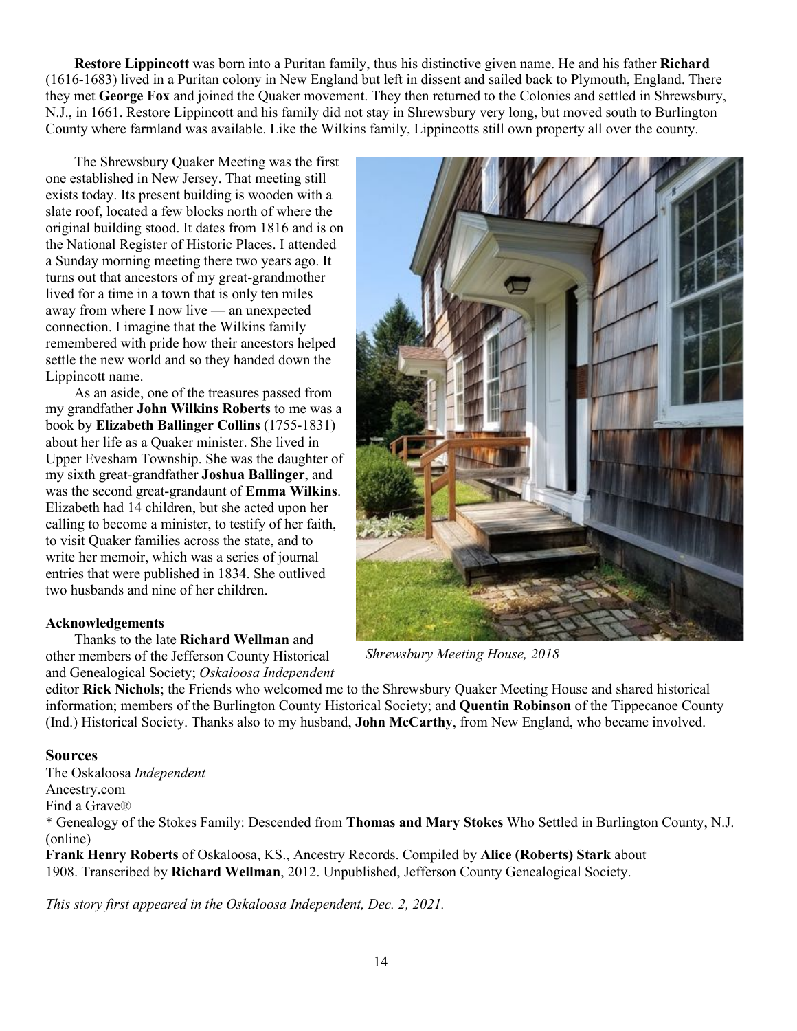**Restore Lippincott** was born into a Puritan family, thus his distinctive given name. He and his father **Richard** (1616-1683) lived in a Puritan colony in New England but left in dissent and sailed back to Plymouth, England. There they met **George Fox** and joined the Quaker movement. They then returned to the Colonies and settled in Shrewsbury, N.J., in 1661. Restore Lippincott and his family did not stay in Shrewsbury very long, but moved south to Burlington County where farmland was available. Like the Wilkins family, Lippincotts still own property all over the county.

The Shrewsbury Quaker Meeting was the first one established in New Jersey. That meeting still exists today. Its present building is wooden with a slate roof, located a few blocks north of where the original building stood. It dates from 1816 and is on the National Register of Historic Places. I attended a Sunday morning meeting there two years ago. It turns out that ancestors of my great-grandmother lived for a time in a town that is only ten miles away from where I now live — an unexpected connection. I imagine that the Wilkins family remembered with pride how their ancestors helped settle the new world and so they handed down the Lippincott name.

As an aside, one of the treasures passed from my grandfather **John Wilkins Roberts** to me was a book by **Elizabeth Ballinger Collins** (1755-1831) about her life as a Quaker minister. She lived in Upper Evesham Township. She was the daughter of my sixth great-grandfather **Joshua Ballinger**, and was the second great-grandaunt of **Emma Wilkins**. Elizabeth had 14 children, but she acted upon her calling to become a minister, to testify of her faith, to visit Quaker families across the state, and to write her memoir, which was a series of journal entries that were published in 1834. She outlived two husbands and nine of her children.

*Shrewsbury Meeting House, 2018*

**Acknowledgements**

Thanks to the late **Richard Wellman** and other members of the Jefferson County Historical and Genealogical Society; *Oskaloosa Independent* editor **Rick Nichols**; the Friends who welcomed me to the Shrewsbury Quaker Meeting House and shared historical information; members of the Burlington County Historical Society; and **Quentin Robinson** of the Tippecanoe County (Ind.) Historical Society. Thanks also to my husband, **John McCarthy**, from New England, who became involved.

## Sources

The Oskaloosa *Independent*
Ancestry.com
Find a Grave®
* Genealogy of the Stokes Family: Descended from **Thomas and Mary Stokes** Who Settled in Burlington County, N.J. (online)
**Frank Henry Roberts** of Oskaloosa, KS., Ancestry Records. Compiled by **Alice (Roberts) Stark** about 1908. Transcribed by **Richard Wellman**, 2012. Unpublished, Jefferson County Genealogical Society.

*This story first appeared in the Oskaloosa Independent, Dec. 2, 2021.*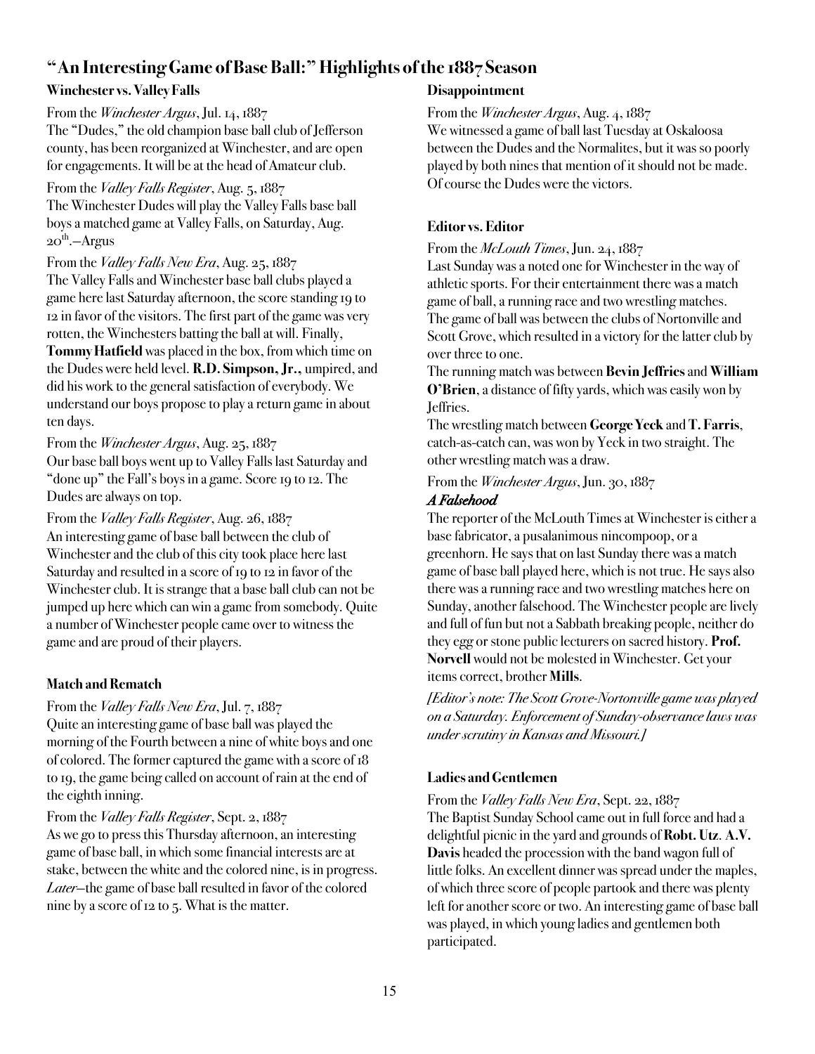## "An Interesting Game of Base Ball:" Highlights of the 1887 Season

### Winchester vs. Valley Falls

From the *Winchester Argus*, Jul. 14, 1887
The "Dudes," the old champion base ball club of Jefferson county, has been reorganized at Winchester, and are open for engagements. It will be at the head of Amateur club.

From the *Valley Falls Register*, Aug. 5, 1887
The Winchester Dudes will play the Valley Falls base ball boys a matched game at Valley Falls, on Saturday, Aug. 20th.—Argus

From the *Valley Falls New Era*, Aug. 25, 1887
The Valley Falls and Winchester base ball clubs played a game here last Saturday afternoon, the score standing 19 to 12 in favor of the visitors. The first part of the game was very rotten, the Winchesters batting the ball at will. Finally, **Tommy Hatfield** was placed in the box, from which time on the Dudes were held level. **R.D. Simpson, Jr.,** umpired, and did his work to the general satisfaction of everybody. We understand our boys propose to play a return game in about ten days.

From the *Winchester Argus*, Aug. 25, 1887
Our base ball boys went up to Valley Falls last Saturday and "done up" the Fall's boys in a game. Score 19 to 12. The Dudes are always on top.

From the *Valley Falls Register*, Aug. 26, 1887
An interesting game of base ball between the club of Winchester and the club of this city took place here last Saturday and resulted in a score of 19 to 12 in favor of the Winchester club. It is strange that a base ball club can not be jumped up here which can win a game from somebody. Quite a number of Winchester people came over to witness the game and are proud of their players.

### Match and Rematch

From the *Valley Falls New Era*, Jul. 7, 1887
Quite an interesting game of base ball was played the morning of the Fourth between a nine of white boys and one of colored. The former captured the game with a score of 18 to 19, the game being called on account of rain at the end of the eighth inning.

From the *Valley Falls Register*, Sept. 2, 1887
As we go to press this Thursday afternoon, an interesting game of base ball, in which some financial interests are at stake, between the white and the colored nine, is in progress. *Later*—the game of base ball resulted in favor of the colored nine by a score of 12 to 5. What is the matter.

### Disappointment

From the *Winchester Argus*, Aug. 4, 1887
We witnessed a game of ball last Tuesday at Oskaloosa between the Dudes and the Normalites, but it was so poorly played by both nines that mention of it should not be made. Of course the Dudes were the victors.

### Editor vs. Editor

From the *McLouth Times*, Jun. 24, 1887
Last Sunday was a noted one for Winchester in the way of athletic sports. For their entertainment there was a match game of ball, a running race and two wrestling matches. The game of ball was between the clubs of Nortonville and Scott Grove, which resulted in a victory for the latter club by over three to one.
The running match was between **Bevin Jeffries** and **William O'Brien**, a distance of fifty yards, which was easily won by Jeffries.
The wrestling match between **George Yeck** and **T. Farris**, catch-as-catch can, was won by Yeck in two straight. The other wrestling match was a draw.

From the *Winchester Argus*, Jun. 30, 1887
***A Falsehood***
The reporter of the McLouth Times at Winchester is either a base fabricator, a pusalanimous nincompoop, or a greenhorn. He says that on last Sunday there was a match game of base ball played here, which is not true. He says also there was a running race and two wrestling matches here on Sunday, another falsehood. The Winchester people are lively and full of fun but not a Sabbath breaking people, neither do they egg or stone public lecturers on sacred history. **Prof. Norvell** would not be molested in Winchester. Get your items correct, brother **Mills**.

*[Editor's note: The Scott Grove-Nortonville game was played on a Saturday. Enforcement of Sunday-observance laws was under scrutiny in Kansas and Missouri.]*

### Ladies and Gentlemen

From the *Valley Falls New Era*, Sept. 22, 1887
The Baptist Sunday School came out in full force and had a delightful picnic in the yard and grounds of **Robt. Utz**. **A.V. Davis** headed the procession with the band wagon full of little folks. An excellent dinner was spread under the maples, of which three score of people partook and there was plenty left for another score or two. An interesting game of base ball was played, in which young ladies and gentlemen both participated.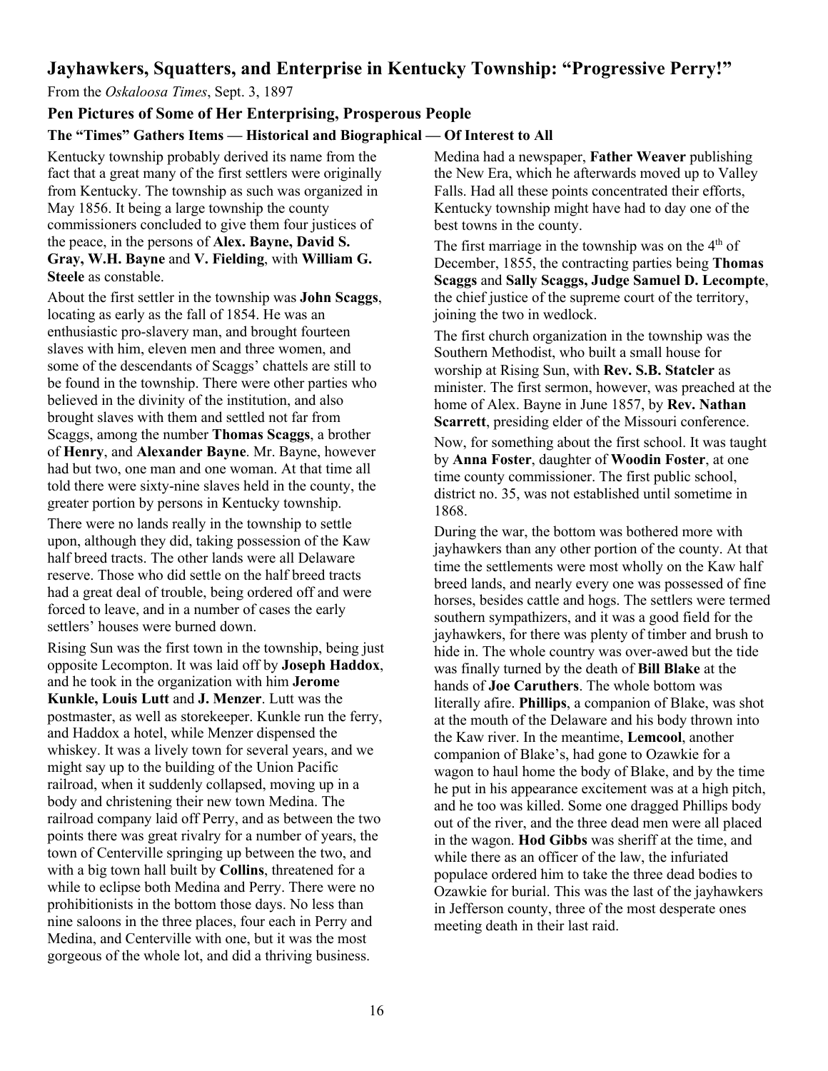## Jayhawkers, Squatters, and Enterprise in Kentucky Township: "Progressive Perry!"

From the *Oskaloosa Times*, Sept. 3, 1897

### Pen Pictures of Some of Her Enterprising, Prosperous People

#### The "Times" Gathers Items — Historical and Biographical — Of Interest to All

Kentucky township probably derived its name from the fact that a great many of the first settlers were originally from Kentucky. The township as such was organized in May 1856. It being a large township the county commissioners concluded to give them four justices of the peace, in the persons of **Alex. Bayne, David S. Gray, W.H. Bayne** and **V. Fielding**, with **William G. Steele** as constable.

About the first settler in the township was **John Scaggs**, locating as early as the fall of 1854. He was an enthusiastic pro-slavery man, and brought fourteen slaves with him, eleven men and three women, and some of the descendants of Scaggs' chattels are still to be found in the township. There were other parties who believed in the divinity of the institution, and also brought slaves with them and settled not far from Scaggs, among the number **Thomas Scaggs**, a brother of **Henry**, and **Alexander Bayne**. Mr. Bayne, however had but two, one man and one woman. At that time all told there were sixty-nine slaves held in the county, the greater portion by persons in Kentucky township.

There were no lands really in the township to settle upon, although they did, taking possession of the Kaw half breed tracts. The other lands were all Delaware reserve. Those who did settle on the half breed tracts had a great deal of trouble, being ordered off and were forced to leave, and in a number of cases the early settlers' houses were burned down.

Rising Sun was the first town in the township, being just opposite Lecompton. It was laid off by **Joseph Haddox**, and he took in the organization with him **Jerome Kunkle, Louis Lutt** and **J. Menzer**. Lutt was the postmaster, as well as storekeeper. Kunkle run the ferry, and Haddox a hotel, while Menzer dispensed the whiskey. It was a lively town for several years, and we might say up to the building of the Union Pacific railroad, when it suddenly collapsed, moving up in a body and christening their new town Medina. The railroad company laid off Perry, and as between the two points there was great rivalry for a number of years, the town of Centerville springing up between the two, and with a big town hall built by **Collins**, threatened for a while to eclipse both Medina and Perry. There were no prohibitionists in the bottom those days. No less than nine saloons in the three places, four each in Perry and Medina, and Centerville with one, but it was the most gorgeous of the whole lot, and did a thriving business.

Medina had a newspaper, **Father Weaver** publishing the New Era, which he afterwards moved up to Valley Falls. Had all these points concentrated their efforts, Kentucky township might have had to day one of the best towns in the county.

The first marriage in the township was on the 4th of December, 1855, the contracting parties being **Thomas Scaggs** and **Sally Scaggs, Judge Samuel D. Lecompte**, the chief justice of the supreme court of the territory, joining the two in wedlock.

The first church organization in the township was the Southern Methodist, who built a small house for worship at Rising Sun, with **Rev. S.B. Statcler** as minister. The first sermon, however, was preached at the home of Alex. Bayne in June 1857, by **Rev. Nathan Scarrett**, presiding elder of the Missouri conference.

Now, for something about the first school. It was taught by **Anna Foster**, daughter of **Woodin Foster**, at one time county commissioner. The first public school, district no. 35, was not established until sometime in 1868.

During the war, the bottom was bothered more with jayhawkers than any other portion of the county. At that time the settlements were most wholly on the Kaw half breed lands, and nearly every one was possessed of fine horses, besides cattle and hogs. The settlers were termed southern sympathizers, and it was a good field for the jayhawkers, for there was plenty of timber and brush to hide in. The whole country was over-awed but the tide was finally turned by the death of **Bill Blake** at the hands of **Joe Caruthers**. The whole bottom was literally afire. **Phillips**, a companion of Blake, was shot at the mouth of the Delaware and his body thrown into the Kaw river. In the meantime, **Lemcool**, another companion of Blake's, had gone to Ozawkie for a wagon to haul home the body of Blake, and by the time he put in his appearance excitement was at a high pitch, and he too was killed. Some one dragged Phillips body out of the river, and the three dead men were all placed in the wagon. **Hod Gibbs** was sheriff at the time, and while there as an officer of the law, the infuriated populace ordered him to take the three dead bodies to Ozawkie for burial. This was the last of the jayhawkers in Jefferson county, three of the most desperate ones meeting death in their last raid.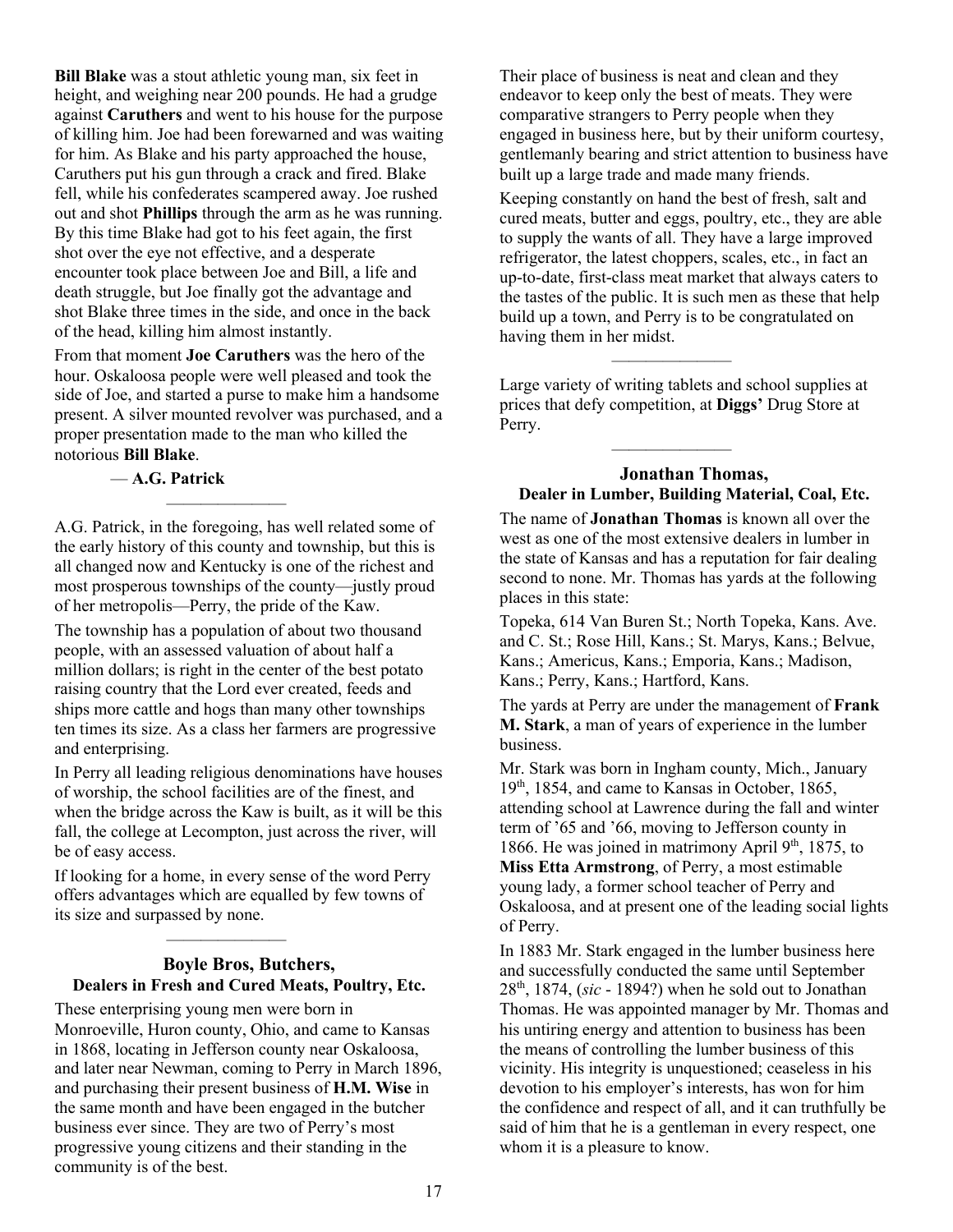**Bill Blake** was a stout athletic young man, six feet in height, and weighing near 200 pounds. He had a grudge against **Caruthers** and went to his house for the purpose of killing him. Joe had been forewarned and was waiting for him. As Blake and his party approached the house, Caruthers put his gun through a crack and fired. Blake fell, while his confederates scampered away. Joe rushed out and shot **Phillips** through the arm as he was running. By this time Blake had got to his feet again, the first shot over the eye not effective, and a desperate encounter took place between Joe and Bill, a life and death struggle, but Joe finally got the advantage and shot Blake three times in the side, and once in the back of the head, killing him almost instantly.

From that moment **Joe Caruthers** was the hero of the hour. Oskaloosa people were well pleased and took the side of Joe, and started a purse to make him a handsome present. A silver mounted revolver was purchased, and a proper presentation made to the man who killed the notorious **Bill Blake**.

— **A.G. Patrick**

---

A.G. Patrick, in the foregoing, has well related some of the early history of this county and township, but this is all changed now and Kentucky is one of the richest and most prosperous townships of the county—justly proud of her metropolis—Perry, the pride of the Kaw.

The township has a population of about two thousand people, with an assessed valuation of about half a million dollars; is right in the center of the best potato raising country that the Lord ever created, feeds and ships more cattle and hogs than many other townships ten times its size. As a class her farmers are progressive and enterprising.

In Perry all leading religious denominations have houses of worship, the school facilities are of the finest, and when the bridge across the Kaw is built, as it will be this fall, the college at Lecompton, just across the river, will be of easy access.

If looking for a home, in every sense of the word Perry offers advantages which are equalled by few towns of its size and surpassed by none.

---

### Boyle Bros, Butchers,
#### Dealers in Fresh and Cured Meats, Poultry, Etc.

These enterprising young men were born in Monroeville, Huron county, Ohio, and came to Kansas in 1868, locating in Jefferson county near Oskaloosa, and later near Newman, coming to Perry in March 1896, and purchasing their present business of **H.M. Wise** in the same month and have been engaged in the butcher business ever since. They are two of Perry's most progressive young citizens and their standing in the community is of the best.

Their place of business is neat and clean and they endeavor to keep only the best of meats. They were comparative strangers to Perry people when they engaged in business here, but by their uniform courtesy, gentlemanly bearing and strict attention to business have built up a large trade and made many friends.

Keeping constantly on hand the best of fresh, salt and cured meats, butter and eggs, poultry, etc., they are able to supply the wants of all. They have a large improved refrigerator, the latest choppers, scales, etc., in fact an up-to-date, first-class meat market that always caters to the tastes of the public. It is such men as these that help build up a town, and Perry is to be congratulated on having them in her midst.

---

Large variety of writing tablets and school supplies at prices that defy competition, at **Diggs'** Drug Store at Perry.

---

### Jonathan Thomas,
#### Dealer in Lumber, Building Material, Coal, Etc.

The name of **Jonathan Thomas** is known all over the west as one of the most extensive dealers in lumber in the state of Kansas and has a reputation for fair dealing second to none. Mr. Thomas has yards at the following places in this state:

Topeka, 614 Van Buren St.; North Topeka, Kans. Ave. and C. St.; Rose Hill, Kans.; St. Marys, Kans.; Belvue, Kans.; Americus, Kans.; Emporia, Kans.; Madison, Kans.; Perry, Kans.; Hartford, Kans.

The yards at Perry are under the management of **Frank M. Stark**, a man of years of experience in the lumber business.

Mr. Stark was born in Ingham county, Mich., January 19th, 1854, and came to Kansas in October, 1865, attending school at Lawrence during the fall and winter term of '65 and '66, moving to Jefferson county in 1866. He was joined in matrimony April 9th, 1875, to **Miss Etta Armstrong**, of Perry, a most estimable young lady, a former school teacher of Perry and Oskaloosa, and at present one of the leading social lights of Perry.

In 1883 Mr. Stark engaged in the lumber business here and successfully conducted the same until September 28th, 1874, (*sic* - 1894?) when he sold out to Jonathan Thomas. He was appointed manager by Mr. Thomas and his untiring energy and attention to business has been the means of controlling the lumber business of this vicinity. His integrity is unquestioned; ceaseless in his devotion to his employer's interests, has won for him the confidence and respect of all, and it can truthfully be said of him that he is a gentleman in every respect, one whom it is a pleasure to know.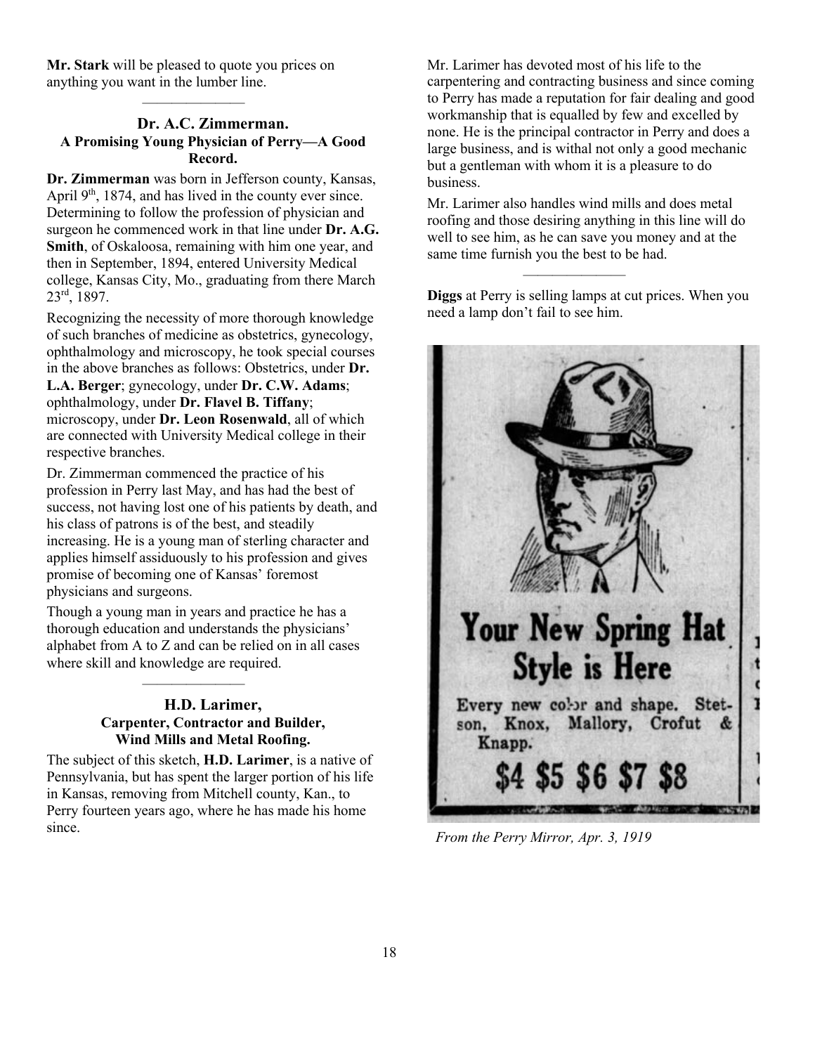**Mr. Stark** will be pleased to quote you prices on anything you want in the lumber line.

———————

### Dr. A.C. Zimmerman.

**A Promising Young Physician of Perry—A Good Record.**

**Dr. Zimmerman** was born in Jefferson county, Kansas, April 9th, 1874, and has lived in the county ever since. Determining to follow the profession of physician and surgeon he commenced work in that line under **Dr. A.G. Smith**, of Oskaloosa, remaining with him one year, and then in September, 1894, entered University Medical college, Kansas City, Mo., graduating from there March 23rd, 1897.

Recognizing the necessity of more thorough knowledge of such branches of medicine as obstetrics, gynecology, ophthalmology and microscopy, he took special courses in the above branches as follows: Obstetrics, under **Dr. L.A. Berger**; gynecology, under **Dr. C.W. Adams**; ophthalmology, under **Dr. Flavel B. Tiffany**; microscopy, under **Dr. Leon Rosenwald**, all of which are connected with University Medical college in their respective branches.

Dr. Zimmerman commenced the practice of his profession in Perry last May, and has had the best of success, not having lost one of his patients by death, and his class of patrons is of the best, and steadily increasing. He is a young man of sterling character and applies himself assiduously to his profession and gives promise of becoming one of Kansas' foremost physicians and surgeons.

Though a young man in years and practice he has a thorough education and understands the physicians' alphabet from A to Z and can be relied on in all cases where skill and knowledge are required.

———————

### H.D. Larimer,

**Carpenter, Contractor and Builder, Wind Mills and Metal Roofing.**

The subject of this sketch, **H.D. Larimer**, is a native of Pennsylvania, but has spent the larger portion of his life in Kansas, removing from Mitchell county, Kan., to Perry fourteen years ago, where he has made his home since.

Mr. Larimer has devoted most of his life to the carpentering and contracting business and since coming to Perry has made a reputation for fair dealing and good workmanship that is equalled by few and excelled by none. He is the principal contractor in Perry and does a large business, and is withal not only a good mechanic but a gentleman with whom it is a pleasure to do business.

Mr. Larimer also handles wind mills and does metal roofing and those desiring anything in this line will do well to see him, as he can save you money and at the same time furnish you the best to be had.

———————

**Diggs** at Perry is selling lamps at cut prices. When you need a lamp don't fail to see him.

**Your New Spring Hat Style is Here**

Every new color and shape. Stetson, Knox, Mallory, Crofut & Knapp.

**$4 $5 $6 $7 $8**

*From the Perry Mirror, Apr. 3, 1919*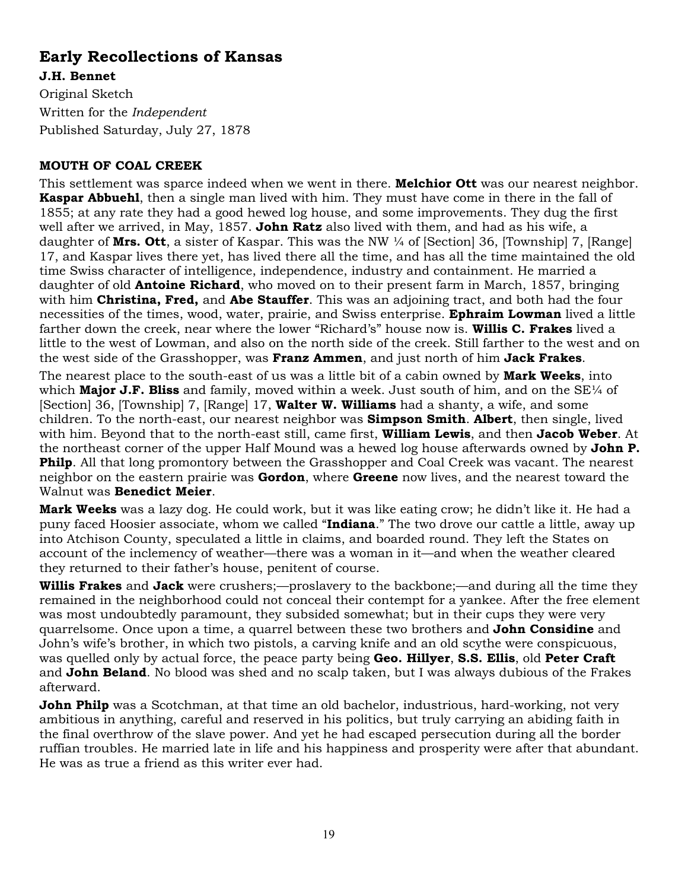## Early Recollections of Kansas

**J.H. Bennet**

Original Sketch

Written for the *Independent*

Published Saturday, July 27, 1878

**MOUTH OF COAL CREEK**

This settlement was sparce indeed when we went in there. **Melchior Ott** was our nearest neighbor. **Kaspar Abbuehl**, then a single man lived with him. They must have come in there in the fall of 1855; at any rate they had a good hewed log house, and some improvements. They dug the first well after we arrived, in May, 1857. **John Ratz** also lived with them, and had as his wife, a daughter of **Mrs. Ott**, a sister of Kaspar. This was the NW ¼ of [Section] 36, [Township] 7, [Range] 17, and Kaspar lives there yet, has lived there all the time, and has all the time maintained the old time Swiss character of intelligence, independence, industry and containment. He married a daughter of old **Antoine Richard**, who moved on to their present farm in March, 1857, bringing with him **Christina, Fred,** and **Abe Stauffer**. This was an adjoining tract, and both had the four necessities of the times, wood, water, prairie, and Swiss enterprise. **Ephraim Lowman** lived a little farther down the creek, near where the lower "Richard's" house now is. **Willis C. Frakes** lived a little to the west of Lowman, and also on the north side of the creek. Still farther to the west and on the west side of the Grasshopper, was **Franz Ammen**, and just north of him **Jack Frakes**.

The nearest place to the south-east of us was a little bit of a cabin owned by **Mark Weeks**, into which **Major J.F. Bliss** and family, moved within a week. Just south of him, and on the SE¼ of [Section] 36, [Township] 7, [Range] 17, **Walter W. Williams** had a shanty, a wife, and some children. To the north-east, our nearest neighbor was **Simpson Smith**. **Albert**, then single, lived with him. Beyond that to the north-east still, came first, **William Lewis**, and then **Jacob Weber**. At the northeast corner of the upper Half Mound was a hewed log house afterwards owned by **John P. Philp**. All that long promontory between the Grasshopper and Coal Creek was vacant. The nearest neighbor on the eastern prairie was **Gordon**, where **Greene** now lives, and the nearest toward the Walnut was **Benedict Meier**.

**Mark Weeks** was a lazy dog. He could work, but it was like eating crow; he didn't like it. He had a puny faced Hoosier associate, whom we called "**Indiana**." The two drove our cattle a little, away up into Atchison County, speculated a little in claims, and boarded round. They left the States on account of the inclemency of weather—there was a woman in it—and when the weather cleared they returned to their father's house, penitent of course.

**Willis Frakes** and **Jack** were crushers;—proslavery to the backbone;—and during all the time they remained in the neighborhood could not conceal their contempt for a yankee. After the free element was most undoubtedly paramount, they subsided somewhat; but in their cups they were very quarrelsome. Once upon a time, a quarrel between these two brothers and **John Considine** and John's wife's brother, in which two pistols, a carving knife and an old scythe were conspicuous, was quelled only by actual force, the peace party being **Geo. Hillyer**, **S.S. Ellis**, old **Peter Craft** and **John Beland**. No blood was shed and no scalp taken, but I was always dubious of the Frakes afterward.

**John Philp** was a Scotchman, at that time an old bachelor, industrious, hard-working, not very ambitious in anything, careful and reserved in his politics, but truly carrying an abiding faith in the final overthrow of the slave power. And yet he had escaped persecution during all the border ruffian troubles. He married late in life and his happiness and prosperity were after that abundant. He was as true a friend as this writer ever had.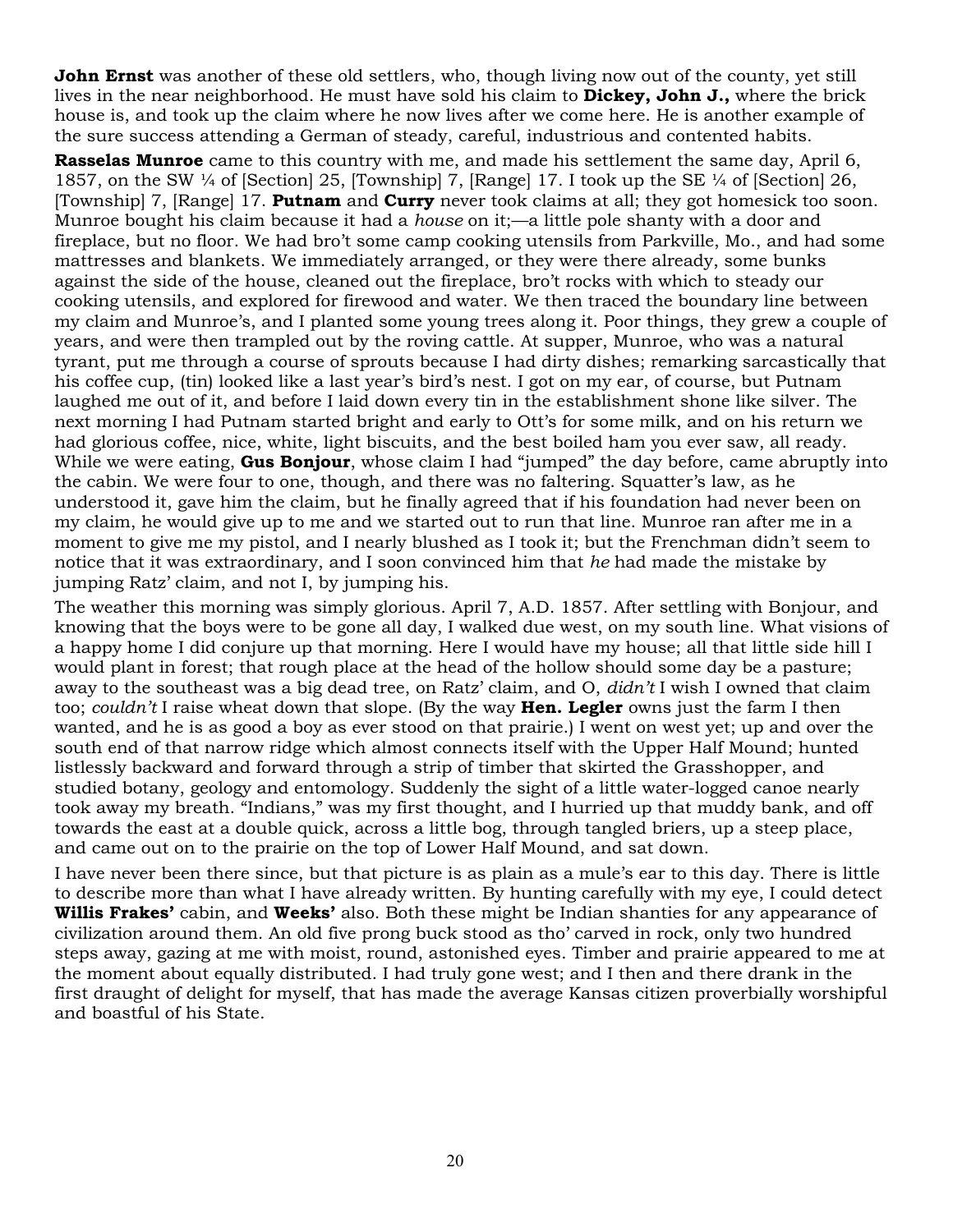**John Ernst** was another of these old settlers, who, though living now out of the county, yet still lives in the near neighborhood. He must have sold his claim to **Dickey, John J.,** where the brick house is, and took up the claim where he now lives after we come here. He is another example of the sure success attending a German of steady, careful, industrious and contented habits.

**Rasselas Munroe** came to this country with me, and made his settlement the same day, April 6, 1857, on the SW ¼ of [Section] 25, [Township] 7, [Range] 17. I took up the SE ¼ of [Section] 26, [Township] 7, [Range] 17. **Putnam** and **Curry** never took claims at all; they got homesick too soon. Munroe bought his claim because it had a *house* on it;—a little pole shanty with a door and fireplace, but no floor. We had bro't some camp cooking utensils from Parkville, Mo., and had some mattresses and blankets. We immediately arranged, or they were there already, some bunks against the side of the house, cleaned out the fireplace, bro't rocks with which to steady our cooking utensils, and explored for firewood and water. We then traced the boundary line between my claim and Munroe's, and I planted some young trees along it. Poor things, they grew a couple of years, and were then trampled out by the roving cattle. At supper, Munroe, who was a natural tyrant, put me through a course of sprouts because I had dirty dishes; remarking sarcastically that his coffee cup, (tin) looked like a last year's bird's nest. I got on my ear, of course, but Putnam laughed me out of it, and before I laid down every tin in the establishment shone like silver. The next morning I had Putnam started bright and early to Ott's for some milk, and on his return we had glorious coffee, nice, white, light biscuits, and the best boiled ham you ever saw, all ready. While we were eating, **Gus Bonjour**, whose claim I had "jumped" the day before, came abruptly into the cabin. We were four to one, though, and there was no faltering. Squatter's law, as he understood it, gave him the claim, but he finally agreed that if his foundation had never been on my claim, he would give up to me and we started out to run that line. Munroe ran after me in a moment to give me my pistol, and I nearly blushed as I took it; but the Frenchman didn't seem to notice that it was extraordinary, and I soon convinced him that *he* had made the mistake by jumping Ratz' claim, and not I, by jumping his.

The weather this morning was simply glorious. April 7, A.D. 1857. After settling with Bonjour, and knowing that the boys were to be gone all day, I walked due west, on my south line. What visions of a happy home I did conjure up that morning. Here I would have my house; all that little side hill I would plant in forest; that rough place at the head of the hollow should some day be a pasture; away to the southeast was a big dead tree, on Ratz' claim, and O, *didn't* I wish I owned that claim too; *couldn't* I raise wheat down that slope. (By the way **Hen. Legler** owns just the farm I then wanted, and he is as good a boy as ever stood on that prairie.) I went on west yet; up and over the south end of that narrow ridge which almost connects itself with the Upper Half Mound; hunted listlessly backward and forward through a strip of timber that skirted the Grasshopper, and studied botany, geology and entomology. Suddenly the sight of a little water-logged canoe nearly took away my breath. "Indians," was my first thought, and I hurried up that muddy bank, and off towards the east at a double quick, across a little bog, through tangled briers, up a steep place, and came out on to the prairie on the top of Lower Half Mound, and sat down.

I have never been there since, but that picture is as plain as a mule's ear to this day. There is little to describe more than what I have already written. By hunting carefully with my eye, I could detect **Willis Frakes'** cabin, and **Weeks'** also. Both these might be Indian shanties for any appearance of civilization around them. An old five prong buck stood as tho' carved in rock, only two hundred steps away, gazing at me with moist, round, astonished eyes. Timber and prairie appeared to me at the moment about equally distributed. I had truly gone west; and I then and there drank in the first draught of delight for myself, that has made the average Kansas citizen proverbially worshipful and boastful of his State.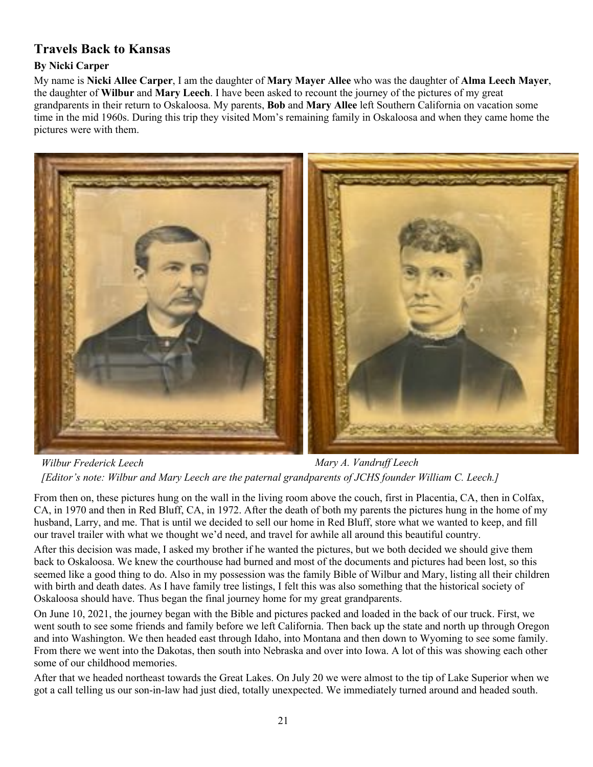## Travels Back to Kansas

**By Nicki Carper**

My name is **Nicki Allee Carper**, I am the daughter of **Mary Mayer Allee** who was the daughter of **Alma Leech Mayer**, the daughter of **Wilbur** and **Mary Leech**. I have been asked to recount the journey of the pictures of my great grandparents in their return to Oskaloosa. My parents, **Bob** and **Mary Allee** left Southern California on vacation some time in the mid 1960s. During this trip they visited Mom's remaining family in Oskaloosa and when they came home the pictures were with them.

*Wilbur Frederick Leech*

*Mary A. Vandruff Leech*

*[Editor's note: Wilbur and Mary Leech are the paternal grandparents of JCHS founder William C. Leech.]*

From then on, these pictures hung on the wall in the living room above the couch, first in Placentia, CA, then in Colfax, CA, in 1970 and then in Red Bluff, CA, in 1972. After the death of both my parents the pictures hung in the home of my husband, Larry, and me. That is until we decided to sell our home in Red Bluff, store what we wanted to keep, and fill our travel trailer with what we thought we'd need, and travel for awhile all around this beautiful country.

After this decision was made, I asked my brother if he wanted the pictures, but we both decided we should give them back to Oskaloosa. We knew the courthouse had burned and most of the documents and pictures had been lost, so this seemed like a good thing to do. Also in my possession was the family Bible of Wilbur and Mary, listing all their children with birth and death dates. As I have family tree listings, I felt this was also something that the historical society of Oskaloosa should have. Thus began the final journey home for my great grandparents.

On June 10, 2021, the journey began with the Bible and pictures packed and loaded in the back of our truck. First, we went south to see some friends and family before we left California. Then back up the state and north up through Oregon and into Washington. We then headed east through Idaho, into Montana and then down to Wyoming to see some family. From there we went into the Dakotas, then south into Nebraska and over into Iowa. A lot of this was showing each other some of our childhood memories.

After that we headed northeast towards the Great Lakes. On July 20 we were almost to the tip of Lake Superior when we got a call telling us our son-in-law had just died, totally unexpected. We immediately turned around and headed south.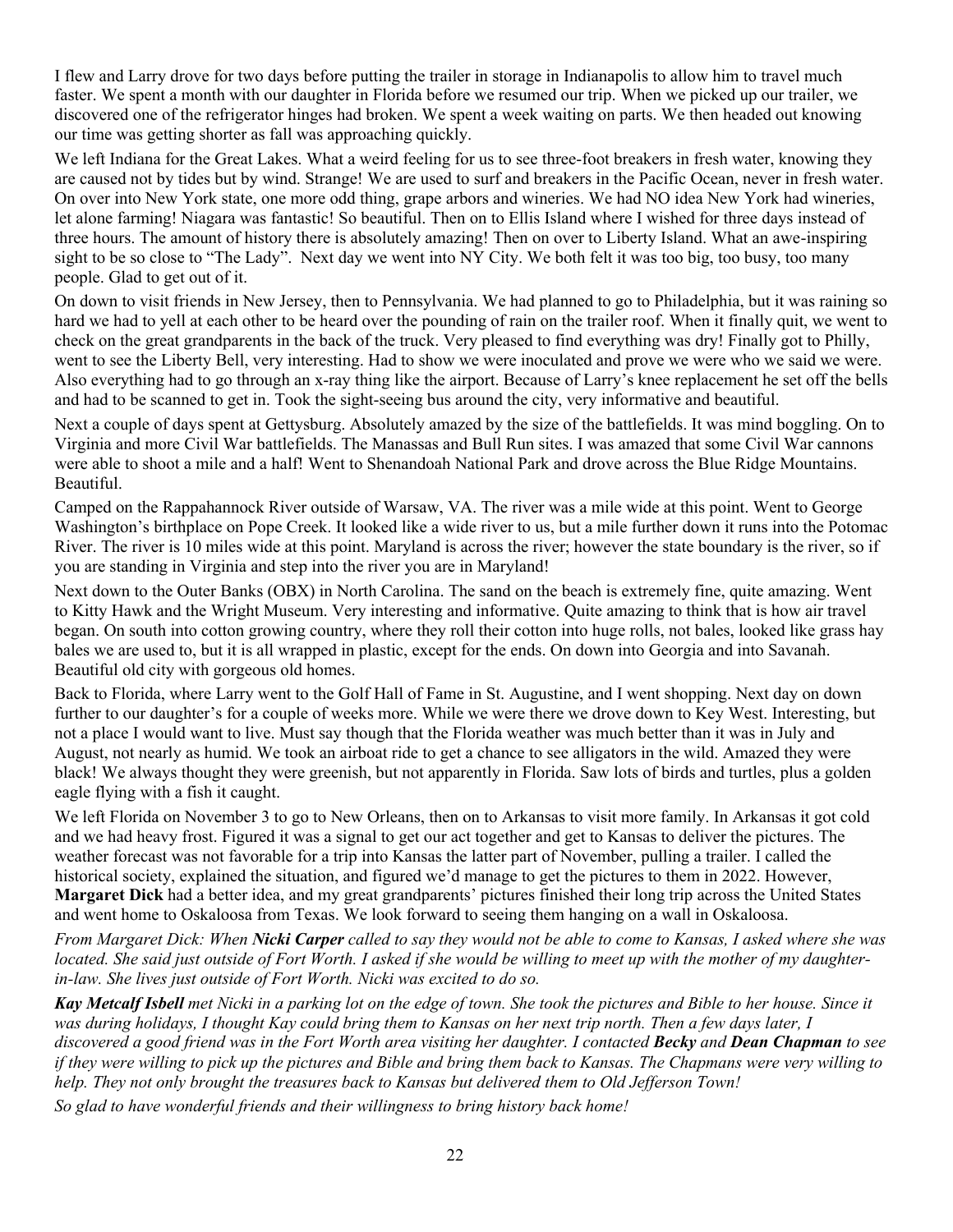I flew and Larry drove for two days before putting the trailer in storage in Indianapolis to allow him to travel much faster. We spent a month with our daughter in Florida before we resumed our trip. When we picked up our trailer, we discovered one of the refrigerator hinges had broken. We spent a week waiting on parts. We then headed out knowing our time was getting shorter as fall was approaching quickly.

We left Indiana for the Great Lakes. What a weird feeling for us to see three-foot breakers in fresh water, knowing they are caused not by tides but by wind. Strange! We are used to surf and breakers in the Pacific Ocean, never in fresh water. On over into New York state, one more odd thing, grape arbors and wineries. We had NO idea New York had wineries, let alone farming! Niagara was fantastic! So beautiful. Then on to Ellis Island where I wished for three days instead of three hours. The amount of history there is absolutely amazing! Then on over to Liberty Island. What an awe-inspiring sight to be so close to "The Lady". Next day we went into NY City. We both felt it was too big, too busy, too many people. Glad to get out of it.

On down to visit friends in New Jersey, then to Pennsylvania. We had planned to go to Philadelphia, but it was raining so hard we had to yell at each other to be heard over the pounding of rain on the trailer roof. When it finally quit, we went to check on the great grandparents in the back of the truck. Very pleased to find everything was dry! Finally got to Philly, went to see the Liberty Bell, very interesting. Had to show we were inoculated and prove we were who we said we were. Also everything had to go through an x-ray thing like the airport. Because of Larry's knee replacement he set off the bells and had to be scanned to get in. Took the sight-seeing bus around the city, very informative and beautiful.

Next a couple of days spent at Gettysburg. Absolutely amazed by the size of the battlefields. It was mind boggling. On to Virginia and more Civil War battlefields. The Manassas and Bull Run sites. I was amazed that some Civil War cannons were able to shoot a mile and a half! Went to Shenandoah National Park and drove across the Blue Ridge Mountains. Beautiful.

Camped on the Rappahannock River outside of Warsaw, VA. The river was a mile wide at this point. Went to George Washington's birthplace on Pope Creek. It looked like a wide river to us, but a mile further down it runs into the Potomac River. The river is 10 miles wide at this point. Maryland is across the river; however the state boundary is the river, so if you are standing in Virginia and step into the river you are in Maryland!

Next down to the Outer Banks (OBX) in North Carolina. The sand on the beach is extremely fine, quite amazing. Went to Kitty Hawk and the Wright Museum. Very interesting and informative. Quite amazing to think that is how air travel began. On south into cotton growing country, where they roll their cotton into huge rolls, not bales, looked like grass hay bales we are used to, but it is all wrapped in plastic, except for the ends. On down into Georgia and into Savanah. Beautiful old city with gorgeous old homes.

Back to Florida, where Larry went to the Golf Hall of Fame in St. Augustine, and I went shopping. Next day on down further to our daughter's for a couple of weeks more. While we were there we drove down to Key West. Interesting, but not a place I would want to live. Must say though that the Florida weather was much better than it was in July and August, not nearly as humid. We took an airboat ride to get a chance to see alligators in the wild. Amazed they were black! We always thought they were greenish, but not apparently in Florida. Saw lots of birds and turtles, plus a golden eagle flying with a fish it caught.

We left Florida on November 3 to go to New Orleans, then on to Arkansas to visit more family. In Arkansas it got cold and we had heavy frost. Figured it was a signal to get our act together and get to Kansas to deliver the pictures. The weather forecast was not favorable for a trip into Kansas the latter part of November, pulling a trailer. I called the historical society, explained the situation, and figured we'd manage to get the pictures to them in 2022. However, **Margaret Dick** had a better idea, and my great grandparents' pictures finished their long trip across the United States and went home to Oskaloosa from Texas. We look forward to seeing them hanging on a wall in Oskaloosa.

*From Margaret Dick: When **Nicki Carper** called to say they would not be able to come to Kansas, I asked where she was located. She said just outside of Fort Worth. I asked if she would be willing to meet up with the mother of my daughter-in-law. She lives just outside of Fort Worth. Nicki was excited to do so.*

***Kay Metcalf Isbell** met Nicki in a parking lot on the edge of town. She took the pictures and Bible to her house. Since it was during holidays, I thought Kay could bring them to Kansas on her next trip north. Then a few days later, I discovered a good friend was in the Fort Worth area visiting her daughter. I contacted **Becky** and **Dean Chapman** to see if they were willing to pick up the pictures and Bible and bring them back to Kansas. The Chapmans were very willing to help. They not only brought the treasures back to Kansas but delivered them to Old Jefferson Town!*

*So glad to have wonderful friends and their willingness to bring history back home!*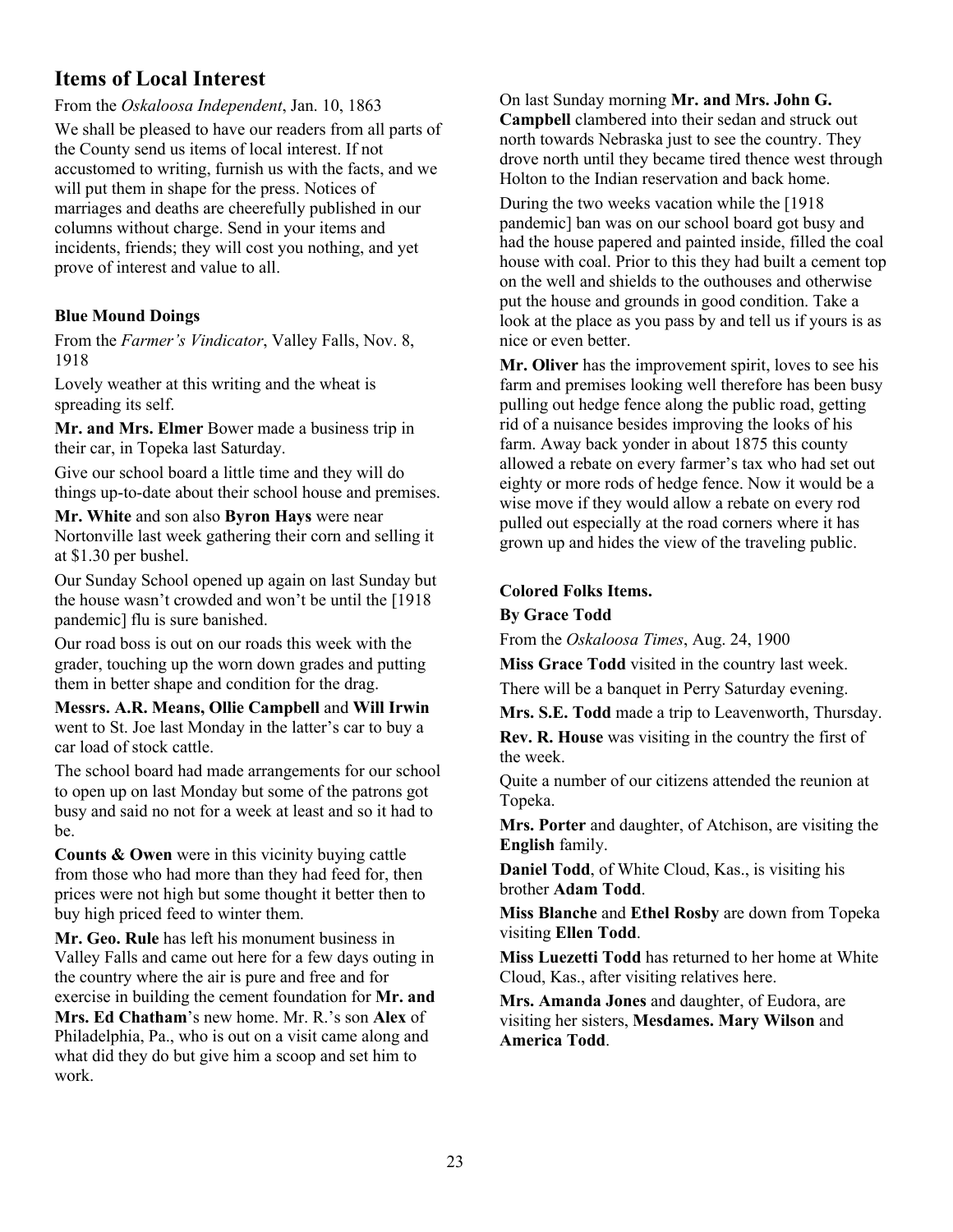## Items of Local Interest

From the *Oskaloosa Independent*, Jan. 10, 1863

We shall be pleased to have our readers from all parts of the County send us items of local interest. If not accustomed to writing, furnish us with the facts, and we will put them in shape for the press. Notices of marriages and deaths are cheerefully published in our columns without charge. Send in your items and incidents, friends; they will cost you nothing, and yet prove of interest and value to all.

#### Blue Mound Doings

From the *Farmer's Vindicator*, Valley Falls, Nov. 8, 1918

Lovely weather at this writing and the wheat is spreading its self.

**Mr. and Mrs. Elmer** Bower made a business trip in their car, in Topeka last Saturday.

Give our school board a little time and they will do things up-to-date about their school house and premises.

**Mr. White** and son also **Byron Hays** were near Nortonville last week gathering their corn and selling it at $1.30 per bushel.

Our Sunday School opened up again on last Sunday but the house wasn't crowded and won't be until the [1918 pandemic] flu is sure banished.

Our road boss is out on our roads this week with the grader, touching up the worn down grades and putting them in better shape and condition for the drag.

**Messrs. A.R. Means, Ollie Campbell** and **Will Irwin** went to St. Joe last Monday in the latter's car to buy a car load of stock cattle.

The school board had made arrangements for our school to open up on last Monday but some of the patrons got busy and said no not for a week at least and so it had to be.

**Counts & Owen** were in this vicinity buying cattle from those who had more than they had feed for, then prices were not high but some thought it better then to buy high priced feed to winter them.

**Mr. Geo. Rule** has left his monument business in Valley Falls and came out here for a few days outing in the country where the air is pure and free and for exercise in building the cement foundation for **Mr. and Mrs. Ed Chatham**'s new home. Mr. R.'s son **Alex** of Philadelphia, Pa., who is out on a visit came along and what did they do but give him a scoop and set him to work.

On last Sunday morning **Mr. and Mrs. John G. Campbell** clambered into their sedan and struck out north towards Nebraska just to see the country. They drove north until they became tired thence west through Holton to the Indian reservation and back home.

During the two weeks vacation while the [1918 pandemic] ban was on our school board got busy and had the house papered and painted inside, filled the coal house with coal. Prior to this they had built a cement top on the well and shields to the outhouses and otherwise put the house and grounds in good condition. Take a look at the place as you pass by and tell us if yours is as nice or even better.

**Mr. Oliver** has the improvement spirit, loves to see his farm and premises looking well therefore has been busy pulling out hedge fence along the public road, getting rid of a nuisance besides improving the looks of his farm. Away back yonder in about 1875 this county allowed a rebate on every farmer's tax who had set out eighty or more rods of hedge fence. Now it would be a wise move if they would allow a rebate on every rod pulled out especially at the road corners where it has grown up and hides the view of the traveling public.

#### Colored Folks Items.

#### By Grace Todd

From the *Oskaloosa Times*, Aug. 24, 1900

**Miss Grace Todd** visited in the country last week.

There will be a banquet in Perry Saturday evening.

**Mrs. S.E. Todd** made a trip to Leavenworth, Thursday.

**Rev. R. House** was visiting in the country the first of the week.

Quite a number of our citizens attended the reunion at Topeka.

**Mrs. Porter** and daughter, of Atchison, are visiting the **English** family.

**Daniel Todd**, of White Cloud, Kas., is visiting his brother **Adam Todd**.

**Miss Blanche** and **Ethel Rosby** are down from Topeka visiting **Ellen Todd**.

**Miss Luezetti Todd** has returned to her home at White Cloud, Kas., after visiting relatives here.

**Mrs. Amanda Jones** and daughter, of Eudora, are visiting her sisters, **Mesdames. Mary Wilson** and **America Todd**.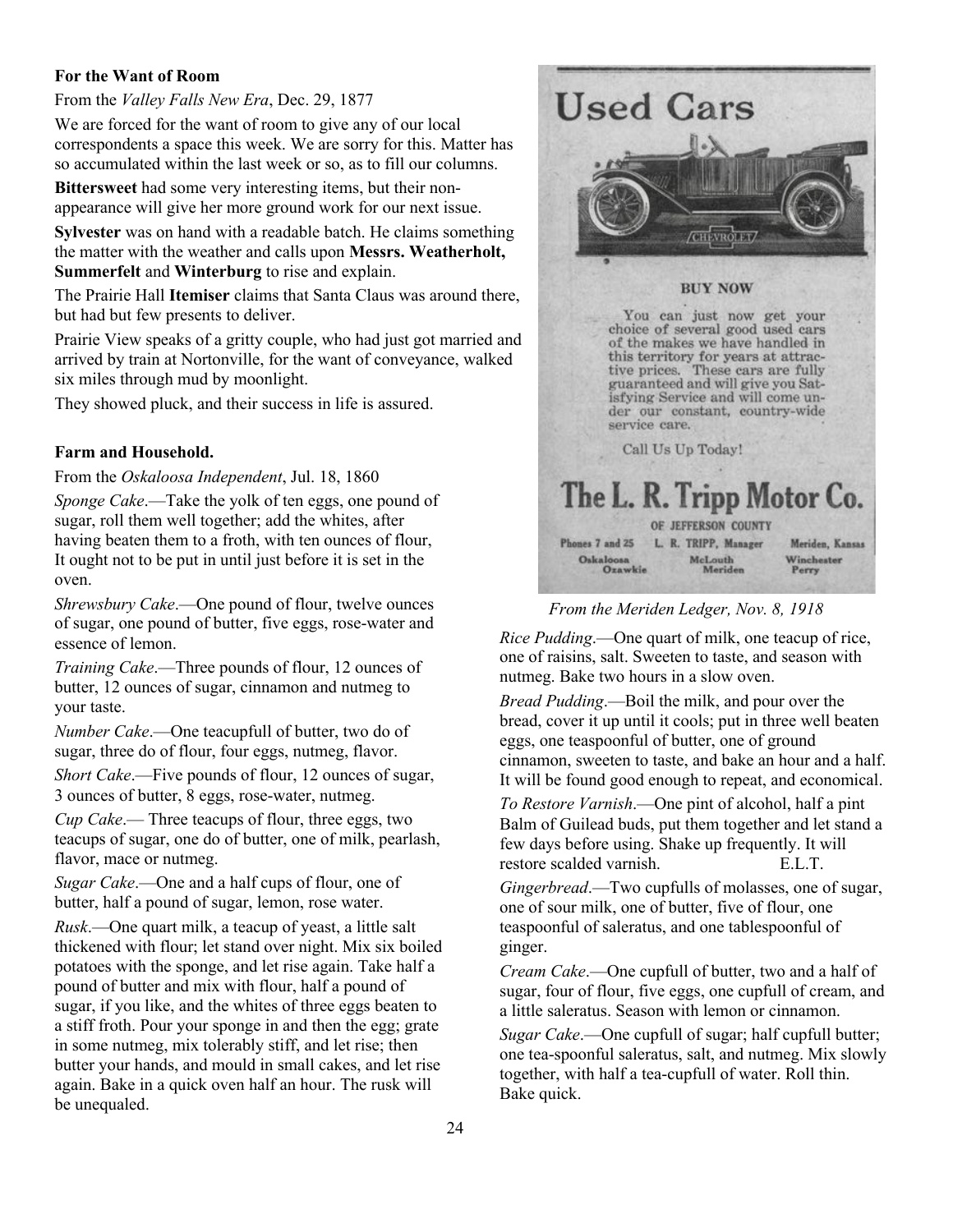**For the Want of Room**

From the *Valley Falls New Era*, Dec. 29, 1877

We are forced for the want of room to give any of our local correspondents a space this week. We are sorry for this. Matter has so accumulated within the last week or so, as to fill our columns.

**Bittersweet** had some very interesting items, but their non-appearance will give her more ground work for our next issue.

**Sylvester** was on hand with a readable batch. He claims something the matter with the weather and calls upon **Messrs. Weatherholt, Summerfelt** and **Winterburg** to rise and explain.

The Prairie Hall **Itemiser** claims that Santa Claus was around there, but had but few presents to deliver.

Prairie View speaks of a gritty couple, who had just got married and arrived by train at Nortonville, for the want of conveyance, walked six miles through mud by moonlight.

They showed pluck, and their success in life is assured.

**Farm and Household.**

From the *Oskaloosa Independent*, Jul. 18, 1860

*Sponge Cake*.—Take the yolk of ten eggs, one pound of sugar, roll them well together; add the whites, after having beaten them to a froth, with ten ounces of flour, It ought not to be put in until just before it is set in the oven.

*Shrewsbury Cake*.—One pound of flour, twelve ounces of sugar, one pound of butter, five eggs, rose-water and essence of lemon.

*Training Cake*.—Three pounds of flour, 12 ounces of butter, 12 ounces of sugar, cinnamon and nutmeg to your taste.

*Number Cake*.—One teacupfull of butter, two do of sugar, three do of flour, four eggs, nutmeg, flavor.

*Short Cake*.—Five pounds of flour, 12 ounces of sugar, 3 ounces of butter, 8 eggs, rose-water, nutmeg.

*Cup Cake*.— Three teacups of flour, three eggs, two teacups of sugar, one do of butter, one of milk, pearlash, flavor, mace or nutmeg.

*Sugar Cake*.—One and a half cups of flour, one of butter, half a pound of sugar, lemon, rose water.

*Rusk*.—One quart milk, a teacup of yeast, a little salt thickened with flour; let stand over night. Mix six boiled potatoes with the sponge, and let rise again. Take half a pound of butter and mix with flour, half a pound of sugar, if you like, and the whites of three eggs beaten to a stiff froth. Pour your sponge in and then the egg; grate in some nutmeg, mix tolerably stiff, and let rise; then butter your hands, and mould in small cakes, and let rise again. Bake in a quick oven half an hour. The rusk will be unequaled.

**Used Cars**

**BUY NOW**

You can just now get your choice of several good used cars of the makes we have handled in this territory for years at attractive prices. These cars are fully guaranteed and will give you Satisfying Service and will come under our constant, country-wide service care.

Call Us Up Today!

**The L. R. Tripp Motor Co.**

OF JEFFERSON COUNTY

Phones 7 and 25 — L. R. TRIPP, Manager — Meriden, Kansas

Oskaloosa, Ozawkie, McLouth, Meriden, Winchester, Perry

*From the Meriden Ledger, Nov. 8, 1918*

*Rice Pudding*.—One quart of milk, one teacup of rice, one of raisins, salt. Sweeten to taste, and season with nutmeg. Bake two hours in a slow oven.

*Bread Pudding*.—Boil the milk, and pour over the bread, cover it up until it cools; put in three well beaten eggs, one teaspoonful of butter, one of ground cinnamon, sweeten to taste, and bake an hour and a half. It will be found good enough to repeat, and economical.

*To Restore Varnish*.—One pint of alcohol, half a pint Balm of Guilead buds, put them together and let stand a few days before using. Shake up frequently. It will restore scalded varnish. E.L.T.

*Gingerbread*.—Two cupfulls of molasses, one of sugar, one of sour milk, one of butter, five of flour, one teaspoonful of saleratus, and one tablespoonful of ginger.

*Cream Cake*.—One cupfull of butter, two and a half of sugar, four of flour, five eggs, one cupfull of cream, and a little saleratus. Season with lemon or cinnamon.

*Sugar Cake*.—One cupfull of sugar; half cupfull butter; one tea-spoonful saleratus, salt, and nutmeg. Mix slowly together, with half a tea-cupfull of water. Roll thin. Bake quick.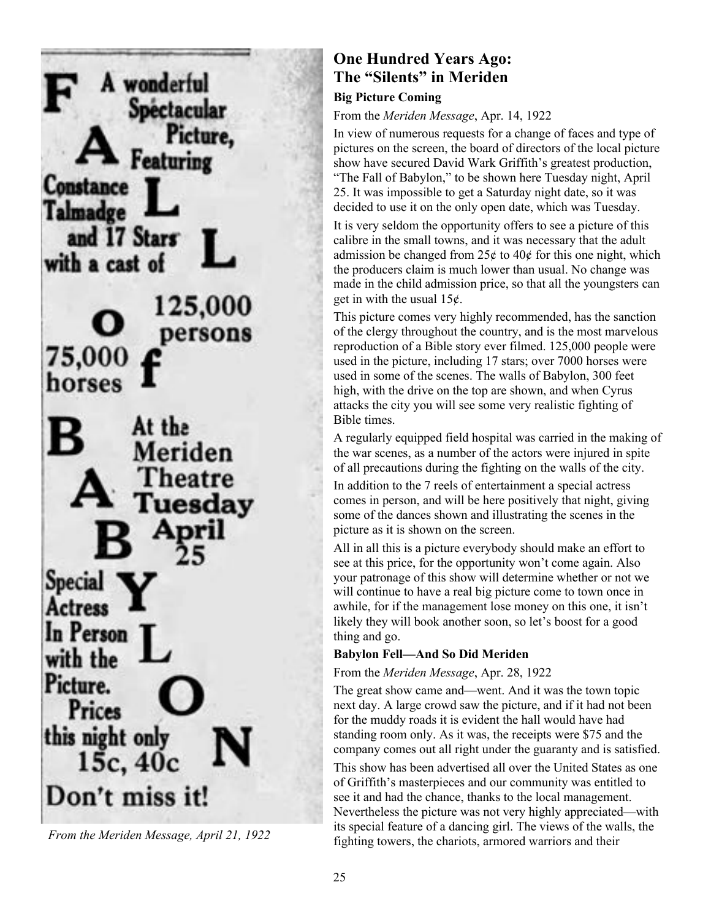F A wonderful Spectacular Picture, Featuring

A

Constance Talmadge and 17 Stars with a cast of

L

L

O 125,000 persons

75,000 horses

f

B At the Meriden Theatre Tuesday April 25

A

B

Y Special Actress In Person with the Picture.

L

O Prices this night only 15c, 40c

N

Don't miss it!

*From the Meriden Message, April 21, 1922*

## One Hundred Years Ago: The "Silents" in Meriden

### Big Picture Coming

From the *Meriden Message*, Apr. 14, 1922

In view of numerous requests for a change of faces and type of pictures on the screen, the board of directors of the local picture show have secured David Wark Griffith's greatest production, "The Fall of Babylon," to be shown here Tuesday night, April 25. It was impossible to get a Saturday night date, so it was decided to use it on the only open date, which was Tuesday.

It is very seldom the opportunity offers to see a picture of this calibre in the small towns, and it was necessary that the adult admission be changed from 25¢ to 40¢ for this one night, which the producers claim is much lower than usual. No change was made in the child admission price, so that all the youngsters can get in with the usual 15¢.

This picture comes very highly recommended, has the sanction of the clergy throughout the country, and is the most marvelous reproduction of a Bible story ever filmed. 125,000 people were used in the picture, including 17 stars; over 7000 horses were used in some of the scenes. The walls of Babylon, 300 feet high, with the drive on the top are shown, and when Cyrus attacks the city you will see some very realistic fighting of Bible times.

A regularly equipped field hospital was carried in the making of the war scenes, as a number of the actors were injured in spite of all precautions during the fighting on the walls of the city.

In addition to the 7 reels of entertainment a special actress comes in person, and will be here positively that night, giving some of the dances shown and illustrating the scenes in the picture as it is shown on the screen.

All in all this is a picture everybody should make an effort to see at this price, for the opportunity won't come again. Also your patronage of this show will determine whether or not we will continue to have a real big picture come to town once in awhile, for if the management lose money on this one, it isn't likely they will book another soon, so let's boost for a good thing and go.

### Babylon Fell—And So Did Meriden

From the *Meriden Message*, Apr. 28, 1922

The great show came and—went. And it was the town topic next day. A large crowd saw the picture, and if it had not been for the muddy roads it is evident the hall would have had standing room only. As it was, the receipts were $75 and the company comes out all right under the guaranty and is satisfied.

This show has been advertised all over the United States as one of Griffith's masterpieces and our community was entitled to see it and had the chance, thanks to the local management. Nevertheless the picture was not very highly appreciated—with its special feature of a dancing girl. The views of the walls, the fighting towers, the chariots, armored warriors and their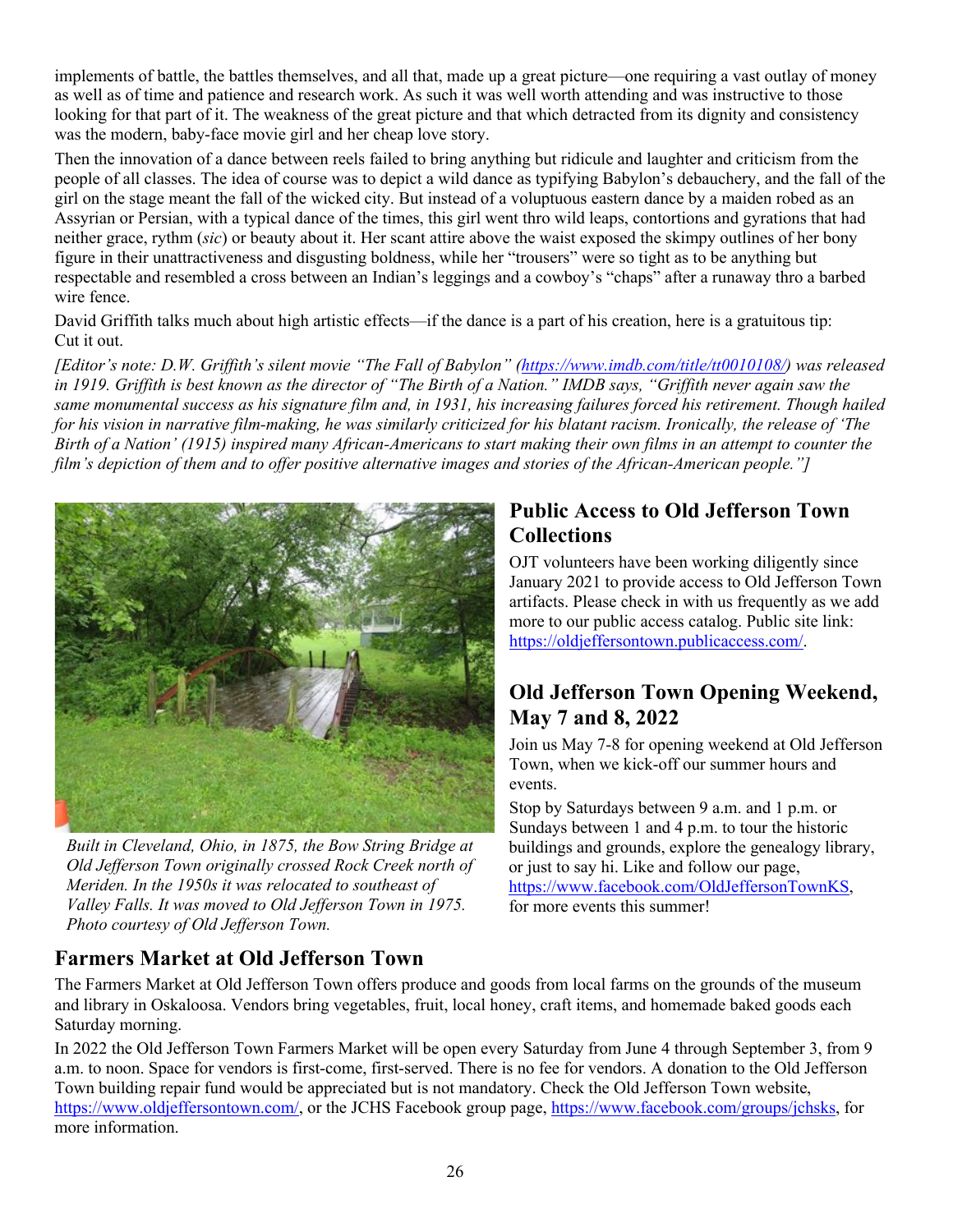implements of battle, the battles themselves, and all that, made up a great picture—one requiring a vast outlay of money as well as of time and patience and research work. As such it was well worth attending and was instructive to those looking for that part of it. The weakness of the great picture and that which detracted from its dignity and consistency was the modern, baby-face movie girl and her cheap love story.

Then the innovation of a dance between reels failed to bring anything but ridicule and laughter and criticism from the people of all classes. The idea of course was to depict a wild dance as typifying Babylon's debauchery, and the fall of the girl on the stage meant the fall of the wicked city. But instead of a voluptuous eastern dance by a maiden robed as an Assyrian or Persian, with a typical dance of the times, this girl went thro wild leaps, contortions and gyrations that had neither grace, rythm (*sic*) or beauty about it. Her scant attire above the waist exposed the skimpy outlines of her bony figure in their unattractiveness and disgusting boldness, while her "trousers" were so tight as to be anything but respectable and resembled a cross between an Indian's leggings and a cowboy's "chaps" after a runaway thro a barbed wire fence.

David Griffith talks much about high artistic effects—if the dance is a part of his creation, here is a gratuitous tip: Cut it out.

*[Editor's note: D.W. Griffith's silent movie "The Fall of Babylon" (https://www.imdb.com/title/tt0010108/) was released in 1919. Griffith is best known as the director of "The Birth of a Nation." IMDB says, "Griffith never again saw the same monumental success as his signature film and, in 1931, his increasing failures forced his retirement. Though hailed for his vision in narrative film-making, he was similarly criticized for his blatant racism. Ironically, the release of 'The Birth of a Nation' (1915) inspired many African-Americans to start making their own films in an attempt to counter the film's depiction of them and to offer positive alternative images and stories of the African-American people."]*

*Built in Cleveland, Ohio, in 1875, the Bow String Bridge at Old Jefferson Town originally crossed Rock Creek north of Meriden. In the 1950s it was relocated to southeast of Valley Falls. It was moved to Old Jefferson Town in 1975. Photo courtesy of Old Jefferson Town.*

## Public Access to Old Jefferson Town Collections

OJT volunteers have been working diligently since January 2021 to provide access to Old Jefferson Town artifacts. Please check in with us frequently as we add more to our public access catalog. Public site link: https://oldjeffersontown.publicaccess.com/.

## Old Jefferson Town Opening Weekend, May 7 and 8, 2022

Join us May 7-8 for opening weekend at Old Jefferson Town, when we kick-off our summer hours and events.

Stop by Saturdays between 9 a.m. and 1 p.m. or Sundays between 1 and 4 p.m. to tour the historic buildings and grounds, explore the genealogy library, or just to say hi. Like and follow our page, https://www.facebook.com/OldJeffersonTownKS, for more events this summer!

## Farmers Market at Old Jefferson Town

The Farmers Market at Old Jefferson Town offers produce and goods from local farms on the grounds of the museum and library in Oskaloosa. Vendors bring vegetables, fruit, local honey, craft items, and homemade baked goods each Saturday morning.

In 2022 the Old Jefferson Town Farmers Market will be open every Saturday from June 4 through September 3, from 9 a.m. to noon. Space for vendors is first-come, first-served. There is no fee for vendors. A donation to the Old Jefferson Town building repair fund would be appreciated but is not mandatory. Check the Old Jefferson Town website, https://www.oldjeffersontown.com/, or the JCHS Facebook group page, https://www.facebook.com/groups/jchsks, for more information.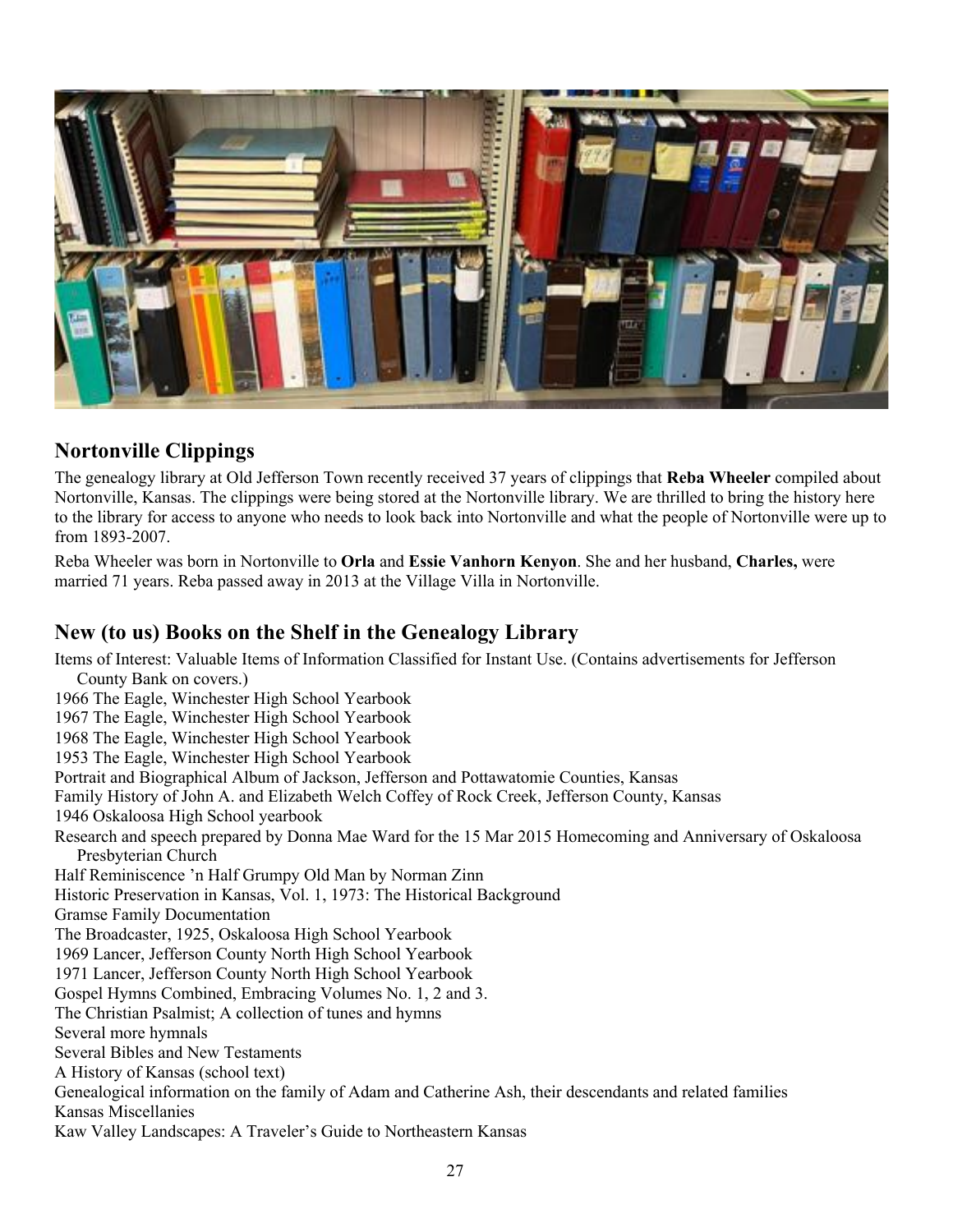## Nortonville Clippings

The genealogy library at Old Jefferson Town recently received 37 years of clippings that **Reba Wheeler** compiled about Nortonville, Kansas. The clippings were being stored at the Nortonville library. We are thrilled to bring the history here to the library for access to anyone who needs to look back into Nortonville and what the people of Nortonville were up to from 1893-2007.

Reba Wheeler was born in Nortonville to **Orla** and **Essie Vanhorn Kenyon**. She and her husband, **Charles,** were married 71 years. Reba passed away in 2013 at the Village Villa in Nortonville.

## New (to us) Books on the Shelf in the Genealogy Library

Items of Interest: Valuable Items of Information Classified for Instant Use. (Contains advertisements for Jefferson County Bank on covers.)
1966 The Eagle, Winchester High School Yearbook
1967 The Eagle, Winchester High School Yearbook
1968 The Eagle, Winchester High School Yearbook
1953 The Eagle, Winchester High School Yearbook
Portrait and Biographical Album of Jackson, Jefferson and Pottawatomie Counties, Kansas
Family History of John A. and Elizabeth Welch Coffey of Rock Creek, Jefferson County, Kansas
1946 Oskaloosa High School yearbook
Research and speech prepared by Donna Mae Ward for the 15 Mar 2015 Homecoming and Anniversary of Oskaloosa Presbyterian Church
Half Reminiscence 'n Half Grumpy Old Man by Norman Zinn
Historic Preservation in Kansas, Vol. 1, 1973: The Historical Background
Gramse Family Documentation
The Broadcaster, 1925, Oskaloosa High School Yearbook
1969 Lancer, Jefferson County North High School Yearbook
1971 Lancer, Jefferson County North High School Yearbook
Gospel Hymns Combined, Embracing Volumes No. 1, 2 and 3.
The Christian Psalmist; A collection of tunes and hymns
Several more hymnals
Several Bibles and New Testaments
A History of Kansas (school text)
Genealogical information on the family of Adam and Catherine Ash, their descendants and related families
Kansas Miscellanies
Kaw Valley Landscapes: A Traveler's Guide to Northeastern Kansas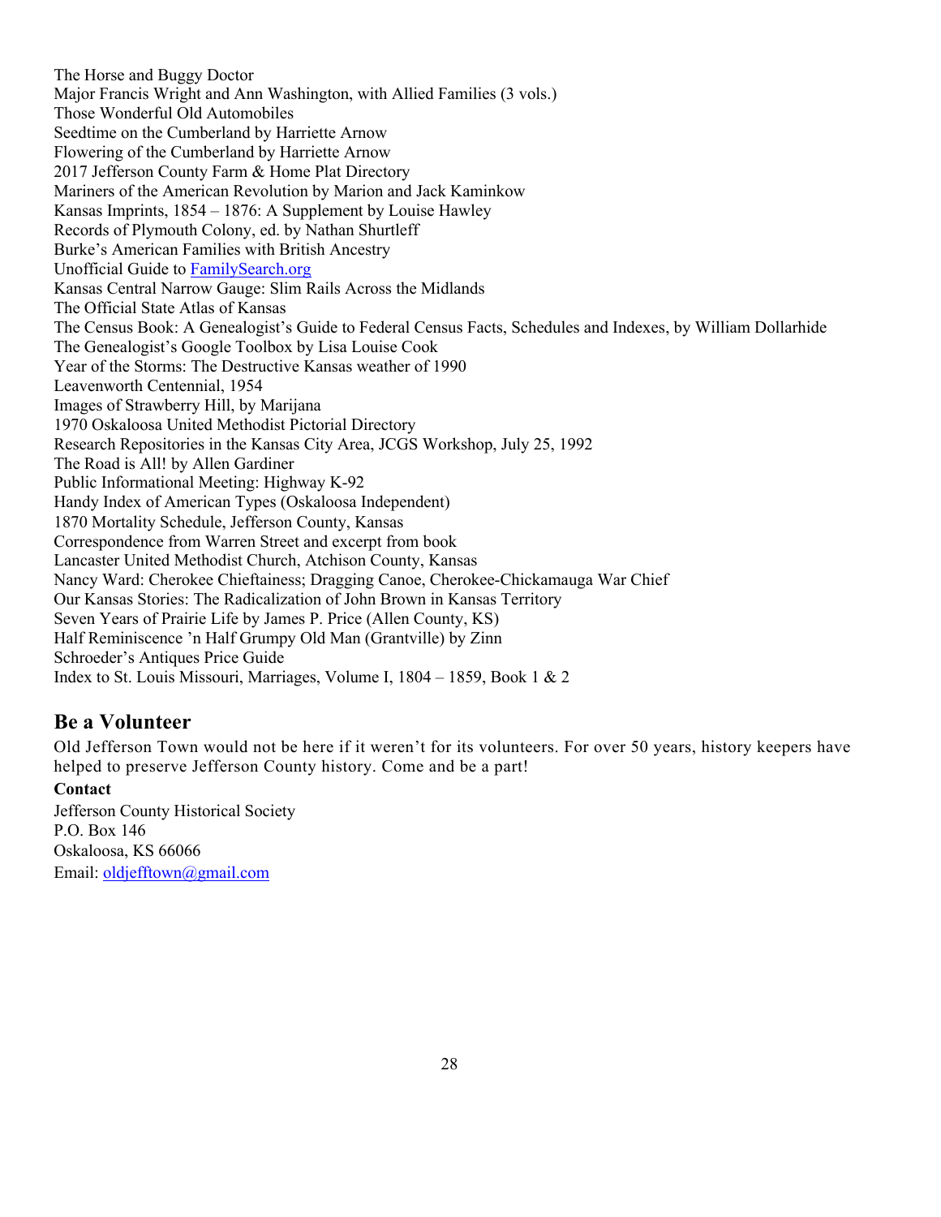The Horse and Buggy Doctor
Major Francis Wright and Ann Washington, with Allied Families (3 vols.)
Those Wonderful Old Automobiles
Seedtime on the Cumberland by Harriette Arnow
Flowering of the Cumberland by Harriette Arnow
2017 Jefferson County Farm & Home Plat Directory
Mariners of the American Revolution by Marion and Jack Kaminkow
Kansas Imprints, 1854 – 1876: A Supplement by Louise Hawley
Records of Plymouth Colony, ed. by Nathan Shurtleff
Burke's American Families with British Ancestry
Unofficial Guide to FamilySearch.org
Kansas Central Narrow Gauge: Slim Rails Across the Midlands
The Official State Atlas of Kansas
The Census Book: A Genealogist's Guide to Federal Census Facts, Schedules and Indexes, by William Dollarhide
The Genealogist's Google Toolbox by Lisa Louise Cook
Year of the Storms: The Destructive Kansas weather of 1990
Leavenworth Centennial, 1954
Images of Strawberry Hill, by Marijana
1970 Oskaloosa United Methodist Pictorial Directory
Research Repositories in the Kansas City Area, JCGS Workshop, July 25, 1992
The Road is All! by Allen Gardiner
Public Informational Meeting: Highway K-92
Handy Index of American Types (Oskaloosa Independent)
1870 Mortality Schedule, Jefferson County, Kansas
Correspondence from Warren Street and excerpt from book
Lancaster United Methodist Church, Atchison County, Kansas
Nancy Ward: Cherokee Chieftainess; Dragging Canoe, Cherokee-Chickamauga War Chief
Our Kansas Stories: The Radicalization of John Brown in Kansas Territory
Seven Years of Prairie Life by James P. Price (Allen County, KS)
Half Reminiscence 'n Half Grumpy Old Man (Grantville) by Zinn
Schroeder's Antiques Price Guide
Index to St. Louis Missouri, Marriages, Volume I, 1804 – 1859, Book 1 & 2

## Be a Volunteer

Old Jefferson Town would not be here if it weren't for its volunteers. For over 50 years, history keepers have helped to preserve Jefferson County history. Come and be a part!

**Contact**

Jefferson County Historical Society
P.O. Box 146
Oskaloosa, KS 66066
Email: oldjefftown@gmail.com